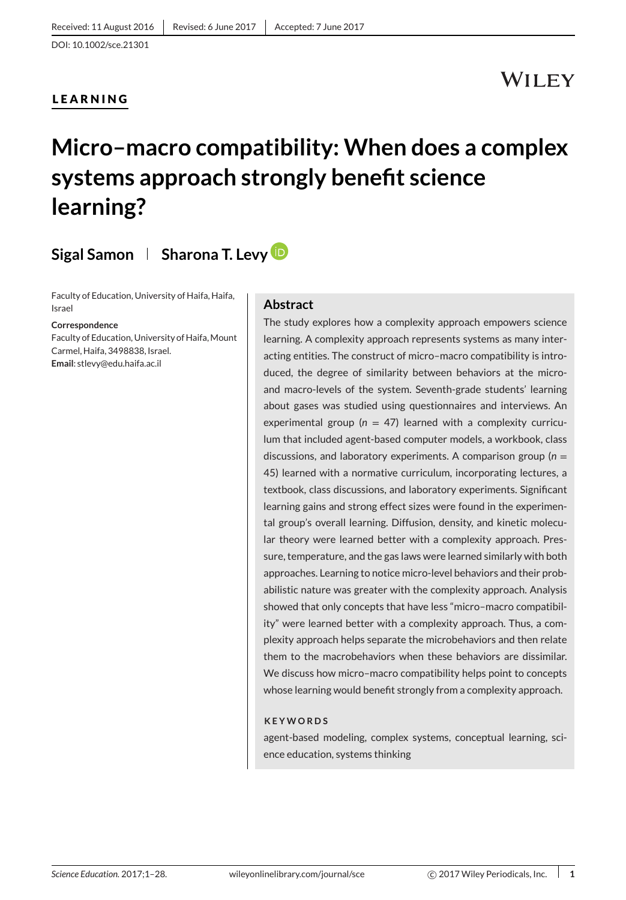Received: 11 August 2016 | Revised: 6 June 2017 | Accepted: 7 June 2017

DOI: 10.1002/sce.21301

**LEARNING**

# Micro–macro compatibility: When does a complex systems approach strongly benefit science learning?

**Sigal Samon | Sharona T. Levy**

Faculty of Education, University of Haifa, Haifa, Israel

**Correspondence**
Faculty of Education, University of Haifa, Mount Carmel, Haifa, 3498838, Israel.
**Email**: stlevy@edu.haifa.ac.il

## Abstract

The study explores how a complexity approach empowers science learning. A complexity approach represents systems as many interacting entities. The construct of micro–macro compatibility is introduced, the degree of similarity between behaviors at the micro- and macro-levels of the system. Seventh-grade students' learning about gases was studied using questionnaires and interviews. An experimental group ($n = 47$) learned with a complexity curriculum that included agent-based computer models, a workbook, class discussions, and laboratory experiments. A comparison group ($n = 45$) learned with a normative curriculum, incorporating lectures, a textbook, class discussions, and laboratory experiments. Significant learning gains and strong effect sizes were found in the experimental group's overall learning. Diffusion, density, and kinetic molecular theory were learned better with a complexity approach. Pressure, temperature, and the gas laws were learned similarly with both approaches. Learning to notice micro-level behaviors and their probabilistic nature was greater with the complexity approach. Analysis showed that only concepts that have less "micro–macro compatibility" were learned better with a complexity approach. Thus, a complexity approach helps separate the microbehaviors and then relate them to the macrobehaviors when these behaviors are dissimilar. We discuss how micro–macro compatibility helps point to concepts whose learning would benefit strongly from a complexity approach.

**KEYWORDS**

agent-based modeling, complex systems, conceptual learning, science education, systems thinking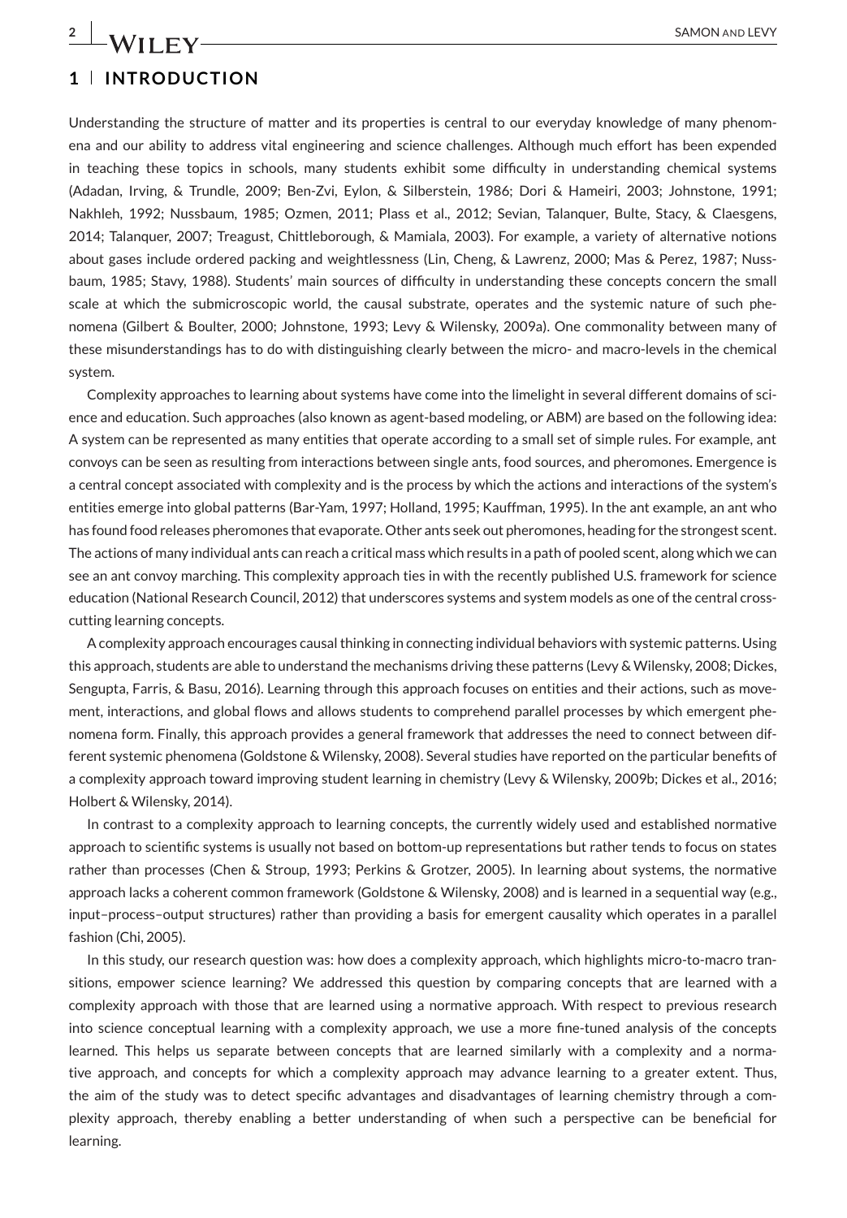## 1 | INTRODUCTION

Understanding the structure of matter and its properties is central to our everyday knowledge of many phenomena and our ability to address vital engineering and science challenges. Although much effort has been expended in teaching these topics in schools, many students exhibit some difficulty in understanding chemical systems (Adadan, Irving, & Trundle, 2009; Ben-Zvi, Eylon, & Silberstein, 1986; Dori & Hameiri, 2003; Johnstone, 1991; Nakhleh, 1992; Nussbaum, 1985; Ozmen, 2011; Plass et al., 2012; Sevian, Talanquer, Bulte, Stacy, & Claesgens, 2014; Talanquer, 2007; Treagust, Chittleborough, & Mamiala, 2003). For example, a variety of alternative notions about gases include ordered packing and weightlessness (Lin, Cheng, & Lawrenz, 2000; Mas & Perez, 1987; Nussbaum, 1985; Stavy, 1988). Students' main sources of difficulty in understanding these concepts concern the small scale at which the submicroscopic world, the causal substrate, operates and the systemic nature of such phenomena (Gilbert & Boulter, 2000; Johnstone, 1993; Levy & Wilensky, 2009a). One commonality between many of these misunderstandings has to do with distinguishing clearly between the micro- and macro-levels in the chemical system.

Complexity approaches to learning about systems have come into the limelight in several different domains of science and education. Such approaches (also known as agent-based modeling, or ABM) are based on the following idea: A system can be represented as many entities that operate according to a small set of simple rules. For example, ant convoys can be seen as resulting from interactions between single ants, food sources, and pheromones. Emergence is a central concept associated with complexity and is the process by which the actions and interactions of the system's entities emerge into global patterns (Bar-Yam, 1997; Holland, 1995; Kauffman, 1995). In the ant example, an ant who has found food releases pheromones that evaporate. Other ants seek out pheromones, heading for the strongest scent. The actions of many individual ants can reach a critical mass which results in a path of pooled scent, along which we can see an ant convoy marching. This complexity approach ties in with the recently published U.S. framework for science education (National Research Council, 2012) that underscores systems and system models as one of the central cross-cutting learning concepts.

A complexity approach encourages causal thinking in connecting individual behaviors with systemic patterns. Using this approach, students are able to understand the mechanisms driving these patterns (Levy & Wilensky, 2008; Dickes, Sengupta, Farris, & Basu, 2016). Learning through this approach focuses on entities and their actions, such as movement, interactions, and global flows and allows students to comprehend parallel processes by which emergent phenomena form. Finally, this approach provides a general framework that addresses the need to connect between different systemic phenomena (Goldstone & Wilensky, 2008). Several studies have reported on the particular benefits of a complexity approach toward improving student learning in chemistry (Levy & Wilensky, 2009b; Dickes et al., 2016; Holbert & Wilensky, 2014).

In contrast to a complexity approach to learning concepts, the currently widely used and established normative approach to scientific systems is usually not based on bottom-up representations but rather tends to focus on states rather than processes (Chen & Stroup, 1993; Perkins & Grotzer, 2005). In learning about systems, the normative approach lacks a coherent common framework (Goldstone & Wilensky, 2008) and is learned in a sequential way (e.g., input–process–output structures) rather than providing a basis for emergent causality which operates in a parallel fashion (Chi, 2005).

In this study, our research question was: how does a complexity approach, which highlights micro-to-macro transitions, empower science learning? We addressed this question by comparing concepts that are learned with a complexity approach with those that are learned using a normative approach. With respect to previous research into science conceptual learning with a complexity approach, we use a more fine-tuned analysis of the concepts learned. This helps us separate between concepts that are learned similarly with a complexity and a normative approach, and concepts for which a complexity approach may advance learning to a greater extent. Thus, the aim of the study was to detect specific advantages and disadvantages of learning chemistry through a complexity approach, thereby enabling a better understanding of when such a perspective can be beneficial for learning.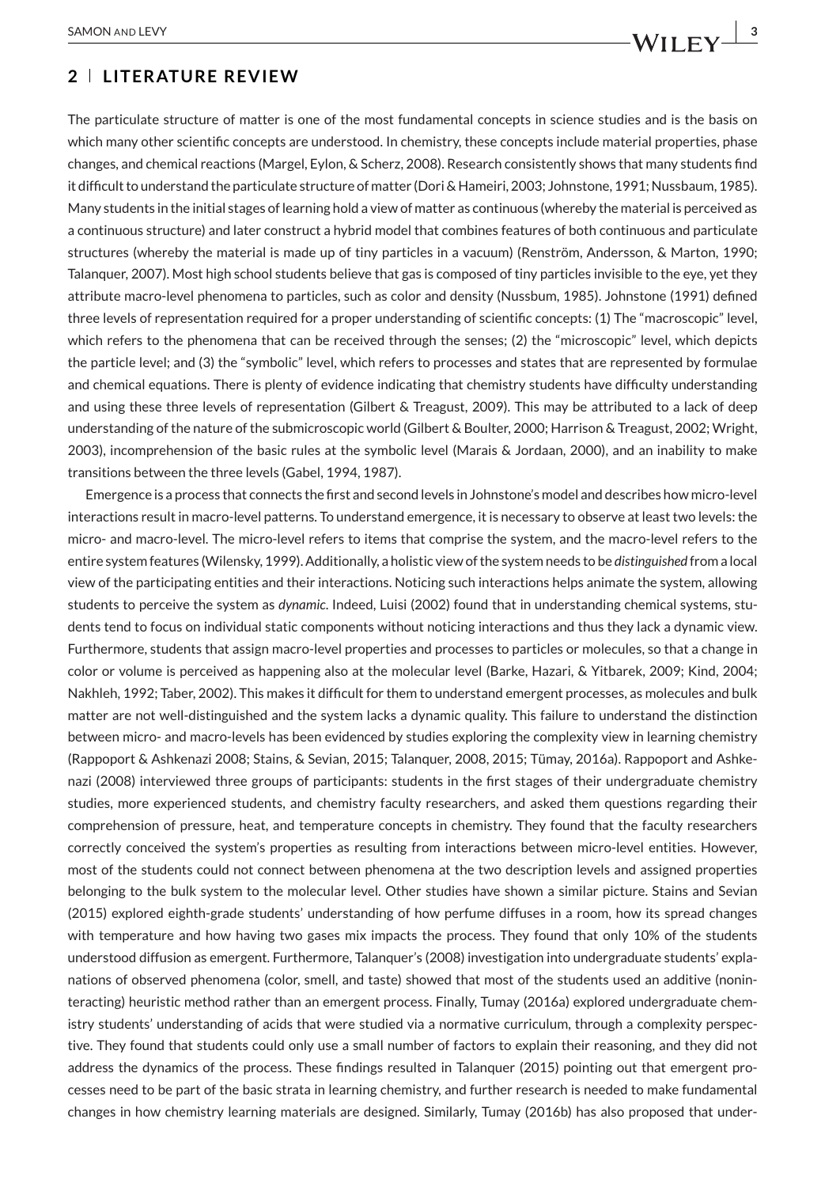## 2 | LITERATURE REVIEW

The particulate structure of matter is one of the most fundamental concepts in science studies and is the basis on which many other scientific concepts are understood. In chemistry, these concepts include material properties, phase changes, and chemical reactions (Margel, Eylon, & Scherz, 2008). Research consistently shows that many students find it difficult to understand the particulate structure of matter (Dori & Hameiri, 2003; Johnstone, 1991; Nussbaum, 1985). Many students in the initial stages of learning hold a view of matter as continuous (whereby the material is perceived as a continuous structure) and later construct a hybrid model that combines features of both continuous and particulate structures (whereby the material is made up of tiny particles in a vacuum) (Renström, Andersson, & Marton, 1990; Talanquer, 2007). Most high school students believe that gas is composed of tiny particles invisible to the eye, yet they attribute macro-level phenomena to particles, such as color and density (Nussbum, 1985). Johnstone (1991) defined three levels of representation required for a proper understanding of scientific concepts: (1) The "macroscopic" level, which refers to the phenomena that can be received through the senses; (2) the "microscopic" level, which depicts the particle level; and (3) the "symbolic" level, which refers to processes and states that are represented by formulae and chemical equations. There is plenty of evidence indicating that chemistry students have difficulty understanding and using these three levels of representation (Gilbert & Treagust, 2009). This may be attributed to a lack of deep understanding of the nature of the submicroscopic world (Gilbert & Boulter, 2000; Harrison & Treagust, 2002; Wright, 2003), incomprehension of the basic rules at the symbolic level (Marais & Jordaan, 2000), and an inability to make transitions between the three levels (Gabel, 1994, 1987).

Emergence is a process that connects the first and second levels in Johnstone's model and describes how micro-level interactions result in macro-level patterns. To understand emergence, it is necessary to observe at least two levels: the micro- and macro-level. The micro-level refers to items that comprise the system, and the macro-level refers to the entire system features (Wilensky, 1999). Additionally, a holistic view of the system needs to be *distinguished* from a local view of the participating entities and their interactions. Noticing such interactions helps animate the system, allowing students to perceive the system as *dynamic*. Indeed, Luisi (2002) found that in understanding chemical systems, students tend to focus on individual static components without noticing interactions and thus they lack a dynamic view. Furthermore, students that assign macro-level properties and processes to particles or molecules, so that a change in color or volume is perceived as happening also at the molecular level (Barke, Hazari, & Yitbarek, 2009; Kind, 2004; Nakhleh, 1992; Taber, 2002). This makes it difficult for them to understand emergent processes, as molecules and bulk matter are not well-distinguished and the system lacks a dynamic quality. This failure to understand the distinction between micro- and macro-levels has been evidenced by studies exploring the complexity view in learning chemistry (Rappoport & Ashkenazi 2008; Stains, & Sevian, 2015; Talanquer, 2008, 2015; Tümay, 2016a). Rappoport and Ashkenazi (2008) interviewed three groups of participants: students in the first stages of their undergraduate chemistry studies, more experienced students, and chemistry faculty researchers, and asked them questions regarding their comprehension of pressure, heat, and temperature concepts in chemistry. They found that the faculty researchers correctly conceived the system's properties as resulting from interactions between micro-level entities. However, most of the students could not connect between phenomena at the two description levels and assigned properties belonging to the bulk system to the molecular level. Other studies have shown a similar picture. Stains and Sevian (2015) explored eighth-grade students' understanding of how perfume diffuses in a room, how its spread changes with temperature and how having two gases mix impacts the process. They found that only 10% of the students understood diffusion as emergent. Furthermore, Talanquer's (2008) investigation into undergraduate students' explanations of observed phenomena (color, smell, and taste) showed that most of the students used an additive (noninteracting) heuristic method rather than an emergent process. Finally, Tumay (2016a) explored undergraduate chemistry students' understanding of acids that were studied via a normative curriculum, through a complexity perspective. They found that students could only use a small number of factors to explain their reasoning, and they did not address the dynamics of the process. These findings resulted in Talanquer (2015) pointing out that emergent processes need to be part of the basic strata in learning chemistry, and further research is needed to make fundamental changes in how chemistry learning materials are designed. Similarly, Tumay (2016b) has also proposed that under-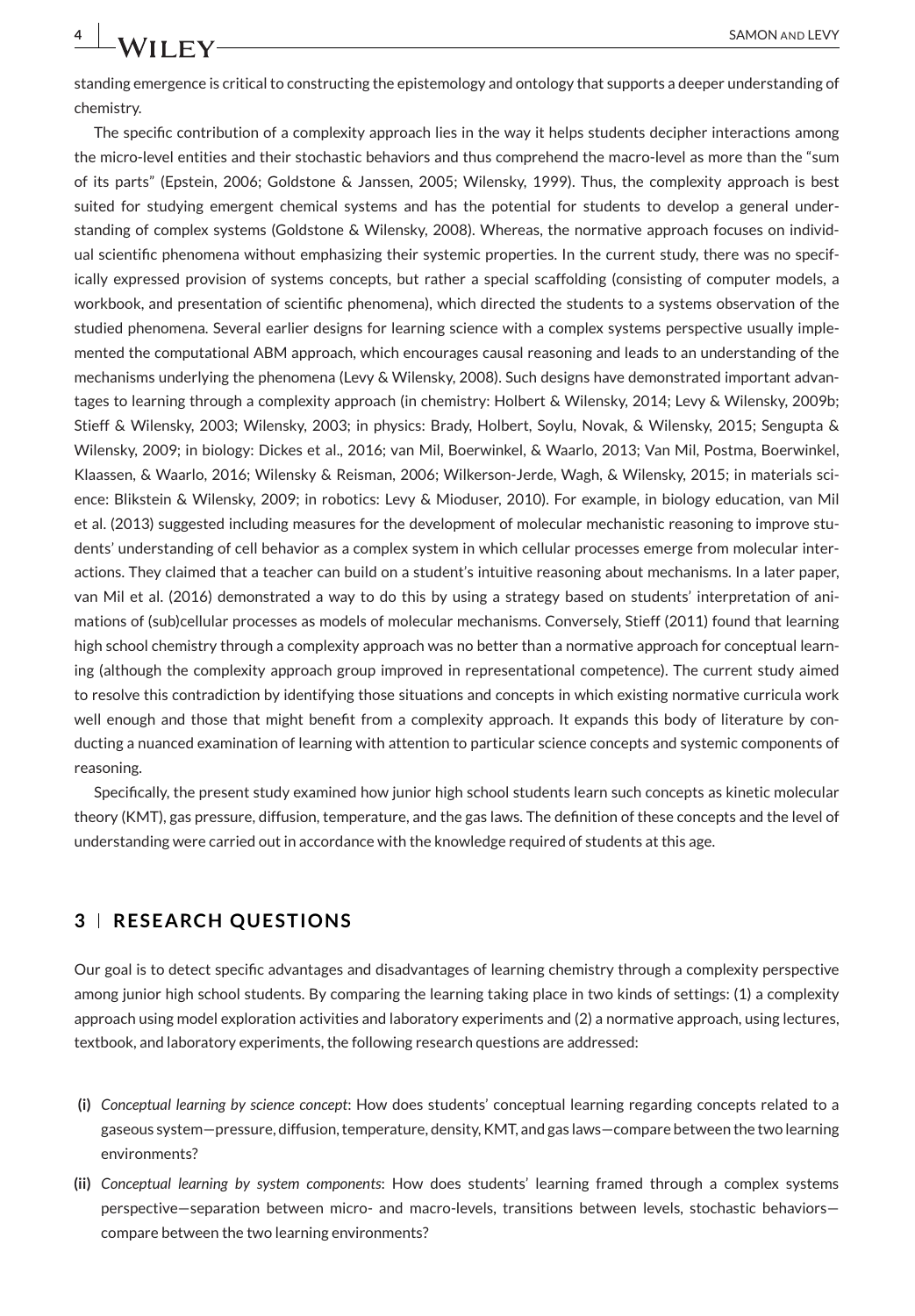standing emergence is critical to constructing the epistemology and ontology that supports a deeper understanding of chemistry.

The specific contribution of a complexity approach lies in the way it helps students decipher interactions among the micro-level entities and their stochastic behaviors and thus comprehend the macro-level as more than the "sum of its parts" (Epstein, 2006; Goldstone & Janssen, 2005; Wilensky, 1999). Thus, the complexity approach is best suited for studying emergent chemical systems and has the potential for students to develop a general understanding of complex systems (Goldstone & Wilensky, 2008). Whereas, the normative approach focuses on individual scientific phenomena without emphasizing their systemic properties. In the current study, there was no specifically expressed provision of systems concepts, but rather a special scaffolding (consisting of computer models, a workbook, and presentation of scientific phenomena), which directed the students to a systems observation of the studied phenomena. Several earlier designs for learning science with a complex systems perspective usually implemented the computational ABM approach, which encourages causal reasoning and leads to an understanding of the mechanisms underlying the phenomena (Levy & Wilensky, 2008). Such designs have demonstrated important advantages to learning through a complexity approach (in chemistry: Holbert & Wilensky, 2014; Levy & Wilensky, 2009b; Stieff & Wilensky, 2003; Wilensky, 2003; in physics: Brady, Holbert, Soylu, Novak, & Wilensky, 2015; Sengupta & Wilensky, 2009; in biology: Dickes et al., 2016; van Mil, Boerwinkel, & Waarlo, 2013; Van Mil, Postma, Boerwinkel, Klaassen, & Waarlo, 2016; Wilensky & Reisman, 2006; Wilkerson-Jerde, Wagh, & Wilensky, 2015; in materials science: Blikstein & Wilensky, 2009; in robotics: Levy & Mioduser, 2010). For example, in biology education, van Mil et al. (2013) suggested including measures for the development of molecular mechanistic reasoning to improve students' understanding of cell behavior as a complex system in which cellular processes emerge from molecular interactions. They claimed that a teacher can build on a student's intuitive reasoning about mechanisms. In a later paper, van Mil et al. (2016) demonstrated a way to do this by using a strategy based on students' interpretation of animations of (sub)cellular processes as models of molecular mechanisms. Conversely, Stieff (2011) found that learning high school chemistry through a complexity approach was no better than a normative approach for conceptual learning (although the complexity approach group improved in representational competence). The current study aimed to resolve this contradiction by identifying those situations and concepts in which existing normative curricula work well enough and those that might benefit from a complexity approach. It expands this body of literature by conducting a nuanced examination of learning with attention to particular science concepts and systemic components of reasoning.

Specifically, the present study examined how junior high school students learn such concepts as kinetic molecular theory (KMT), gas pressure, diffusion, temperature, and the gas laws. The definition of these concepts and the level of understanding were carried out in accordance with the knowledge required of students at this age.

## 3 | RESEARCH QUESTIONS

Our goal is to detect specific advantages and disadvantages of learning chemistry through a complexity perspective among junior high school students. By comparing the learning taking place in two kinds of settings: (1) a complexity approach using model exploration activities and laboratory experiments and (2) a normative approach, using lectures, textbook, and laboratory experiments, the following research questions are addressed:

- **(i)** *Conceptual learning by science concept*: How does students' conceptual learning regarding concepts related to a gaseous system—pressure, diffusion, temperature, density, KMT, and gas laws—compare between the two learning environments?
- **(ii)** *Conceptual learning by system components*: How does students' learning framed through a complex systems perspective—separation between micro- and macro-levels, transitions between levels, stochastic behaviors—compare between the two learning environments?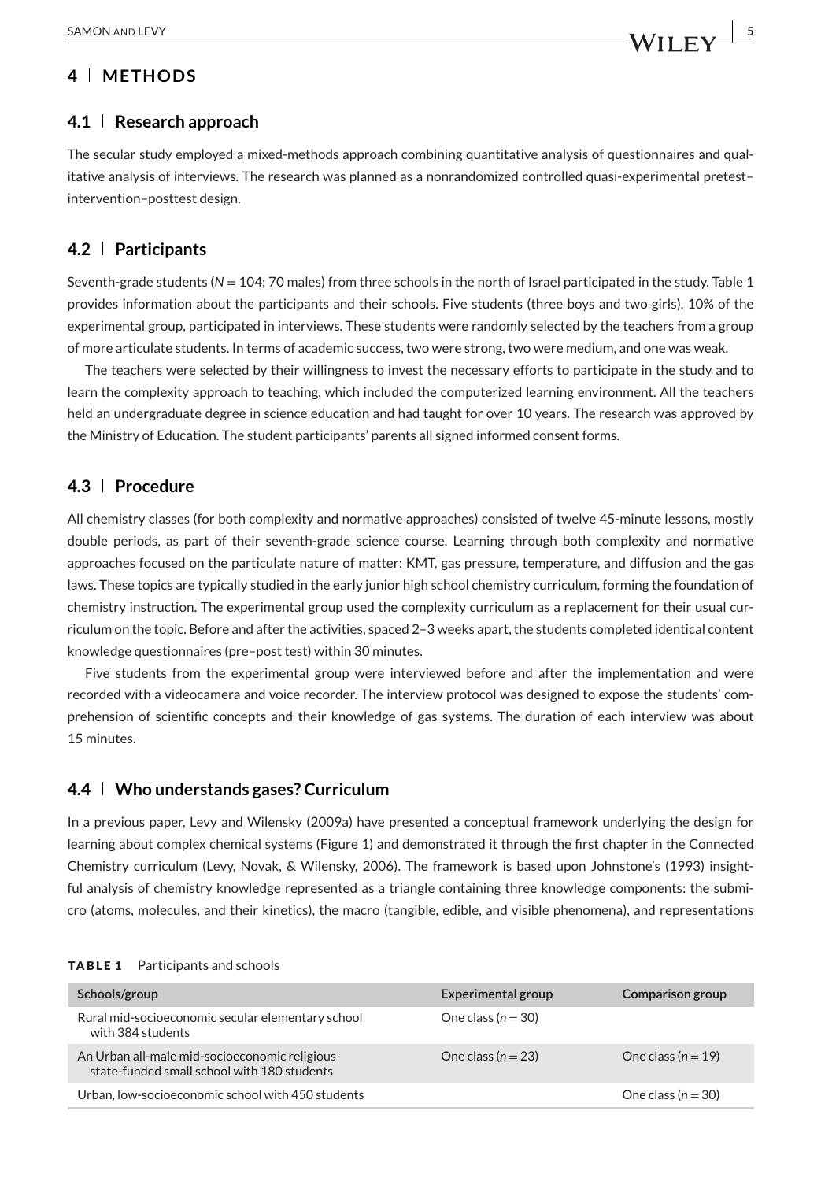## 4 | METHODS

### 4.1 | Research approach

The secular study employed a mixed-methods approach combining quantitative analysis of questionnaires and qualitative analysis of interviews. The research was planned as a nonrandomized controlled quasi-experimental pretest–intervention–posttest design.

### 4.2 | Participants

Seventh-grade students (*N* = 104; 70 males) from three schools in the north of Israel participated in the study. Table 1 provides information about the participants and their schools. Five students (three boys and two girls), 10% of the experimental group, participated in interviews. These students were randomly selected by the teachers from a group of more articulate students. In terms of academic success, two were strong, two were medium, and one was weak.

The teachers were selected by their willingness to invest the necessary efforts to participate in the study and to learn the complexity approach to teaching, which included the computerized learning environment. All the teachers held an undergraduate degree in science education and had taught for over 10 years. The research was approved by the Ministry of Education. The student participants' parents all signed informed consent forms.

### 4.3 | Procedure

All chemistry classes (for both complexity and normative approaches) consisted of twelve 45-minute lessons, mostly double periods, as part of their seventh-grade science course. Learning through both complexity and normative approaches focused on the particulate nature of matter: KMT, gas pressure, temperature, and diffusion and the gas laws. These topics are typically studied in the early junior high school chemistry curriculum, forming the foundation of chemistry instruction. The experimental group used the complexity curriculum as a replacement for their usual curriculum on the topic. Before and after the activities, spaced 2–3 weeks apart, the students completed identical content knowledge questionnaires (pre–post test) within 30 minutes.

Five students from the experimental group were interviewed before and after the implementation and were recorded with a videocamera and voice recorder. The interview protocol was designed to expose the students' comprehension of scientific concepts and their knowledge of gas systems. The duration of each interview was about 15 minutes.

### 4.4 | Who understands gases? Curriculum

In a previous paper, Levy and Wilensky (2009a) have presented a conceptual framework underlying the design for learning about complex chemical systems (Figure 1) and demonstrated it through the first chapter in the Connected Chemistry curriculum (Levy, Novak, & Wilensky, 2006). The framework is based upon Johnstone's (1993) insightful analysis of chemistry knowledge represented as a triangle containing three knowledge components: the submicro (atoms, molecules, and their kinetics), the macro (tangible, edible, and visible phenomena), and representations

**TABLE 1** Participants and schools

| Schools/group | Experimental group | Comparison group |
|---|---|---|
| Rural mid-socioeconomic secular elementary school with 384 students | One class (*n* = 30) | |
| An Urban all-male mid-socioeconomic religious state-funded small school with 180 students | One class (*n* = 23) | One class (*n* = 19) |
| Urban, low-socioeconomic school with 450 students | | One class (*n* = 30) |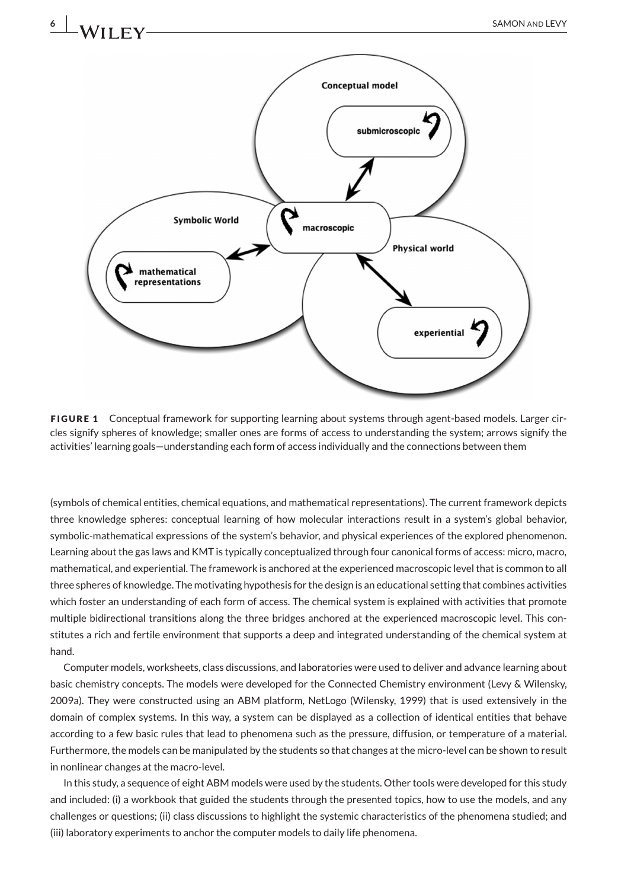Conceptual model

submicroscopic

Symbolic World

macroscopic

Physical world

mathematical representations

experiential

**FIGURE 1** Conceptual framework for supporting learning about systems through agent-based models. Larger circles signify spheres of knowledge; smaller ones are forms of access to understanding the system; arrows signify the activities' learning goals—understanding each form of access individually and the connections between them

(symbols of chemical entities, chemical equations, and mathematical representations). The current framework depicts three knowledge spheres: conceptual learning of how molecular interactions result in a system's global behavior, symbolic-mathematical expressions of the system's behavior, and physical experiences of the explored phenomenon. Learning about the gas laws and KMT is typically conceptualized through four canonical forms of access: micro, macro, mathematical, and experiential. The framework is anchored at the experienced macroscopic level that is common to all three spheres of knowledge. The motivating hypothesis for the design is an educational setting that combines activities which foster an understanding of each form of access. The chemical system is explained with activities that promote multiple bidirectional transitions along the three bridges anchored at the experienced macroscopic level. This constitutes a rich and fertile environment that supports a deep and integrated understanding of the chemical system at hand.

Computer models, worksheets, class discussions, and laboratories were used to deliver and advance learning about basic chemistry concepts. The models were developed for the Connected Chemistry environment (Levy & Wilensky, 2009a). They were constructed using an ABM platform, NetLogo (Wilensky, 1999) that is used extensively in the domain of complex systems. In this way, a system can be displayed as a collection of identical entities that behave according to a few basic rules that lead to phenomena such as the pressure, diffusion, or temperature of a material. Furthermore, the models can be manipulated by the students so that changes at the micro-level can be shown to result in nonlinear changes at the macro-level.

In this study, a sequence of eight ABM models were used by the students. Other tools were developed for this study and included: (i) a workbook that guided the students through the presented topics, how to use the models, and any challenges or questions; (ii) class discussions to highlight the systemic characteristics of the phenomena studied; and (iii) laboratory experiments to anchor the computer models to daily life phenomena.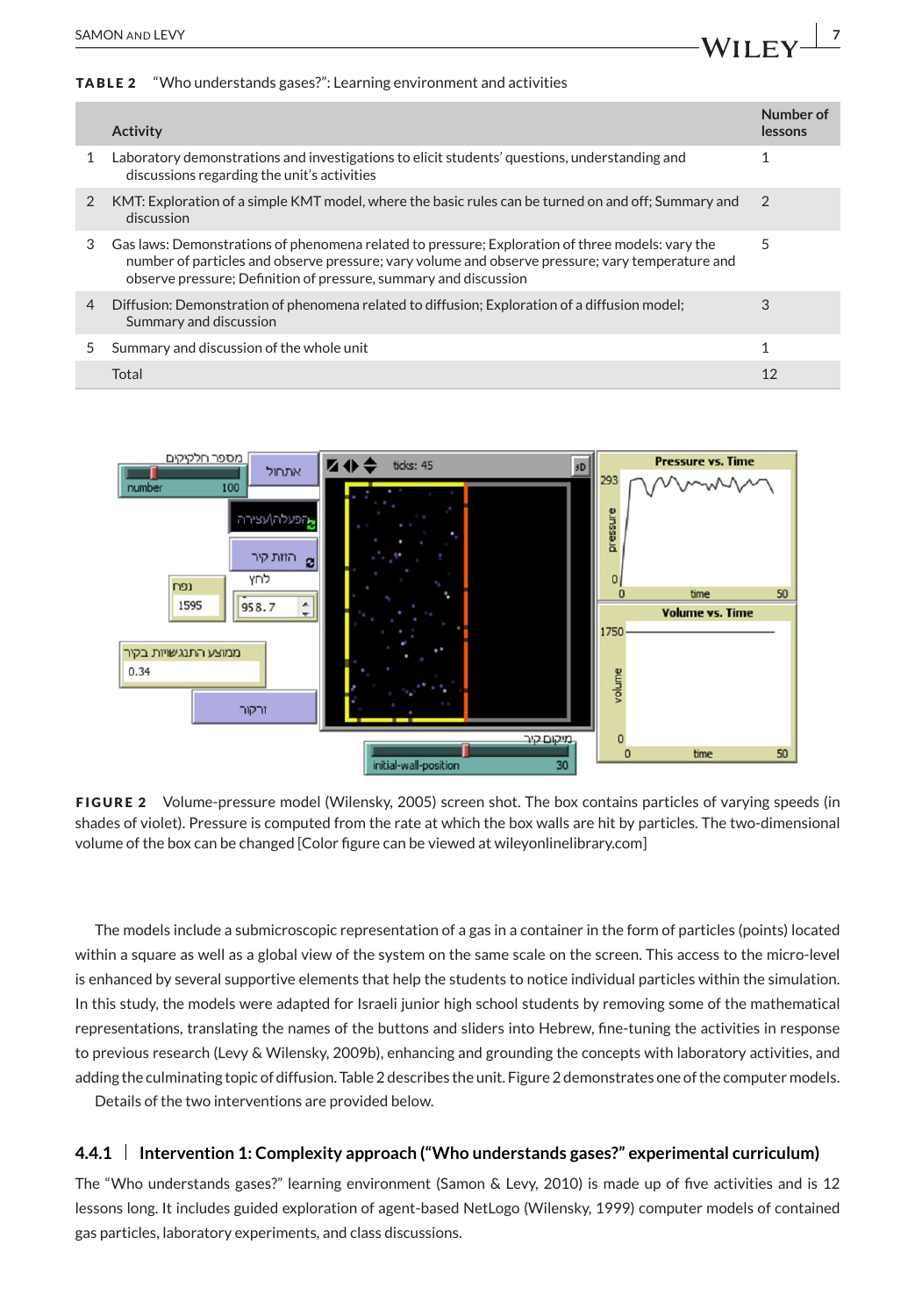**TABLE 2** "Who understands gases?": Learning environment and activities

| | Activity | Number of lessons |
|---|---|---|
| 1 | Laboratory demonstrations and investigations to elicit students' questions, understanding and discussions regarding the unit's activities | 1 |
| 2 | KMT: Exploration of a simple KMT model, where the basic rules can be turned on and off; Summary and discussion | 2 |
| 3 | Gas laws: Demonstrations of phenomena related to pressure; Exploration of three models: vary the number of particles and observe pressure; vary volume and observe pressure; vary temperature and observe pressure; Definition of pressure, summary and discussion | 5 |
| 4 | Diffusion: Demonstration of phenomena related to diffusion; Exploration of a diffusion model; Summary and discussion | 3 |
| 5 | Summary and discussion of the whole unit | 1 |
| | Total | 12 |

**FIGURE 2** Volume-pressure model (Wilensky, 2005) screen shot. The box contains particles of varying speeds (in shades of violet). Pressure is computed from the rate at which the box walls are hit by particles. The two-dimensional volume of the box can be changed [Color figure can be viewed at wileyonlinelibrary.com]

The models include a submicroscopic representation of a gas in a container in the form of particles (points) located within a square as well as a global view of the system on the same scale on the screen. This access to the micro-level is enhanced by several supportive elements that help the students to notice individual particles within the simulation. In this study, the models were adapted for Israeli junior high school students by removing some of the mathematical representations, translating the names of the buttons and sliders into Hebrew, fine-tuning the activities in response to previous research (Levy & Wilensky, 2009b), enhancing and grounding the concepts with laboratory activities, and adding the culminating topic of diffusion. Table 2 describes the unit. Figure 2 demonstrates one of the computer models.

Details of the two interventions are provided below.

### 4.4.1 | Intervention 1: Complexity approach ("Who understands gases?" experimental curriculum)

The "Who understands gases?" learning environment (Samon & Levy, 2010) is made up of five activities and is 12 lessons long. It includes guided exploration of agent-based NetLogo (Wilensky, 1999) computer models of contained gas particles, laboratory experiments, and class discussions.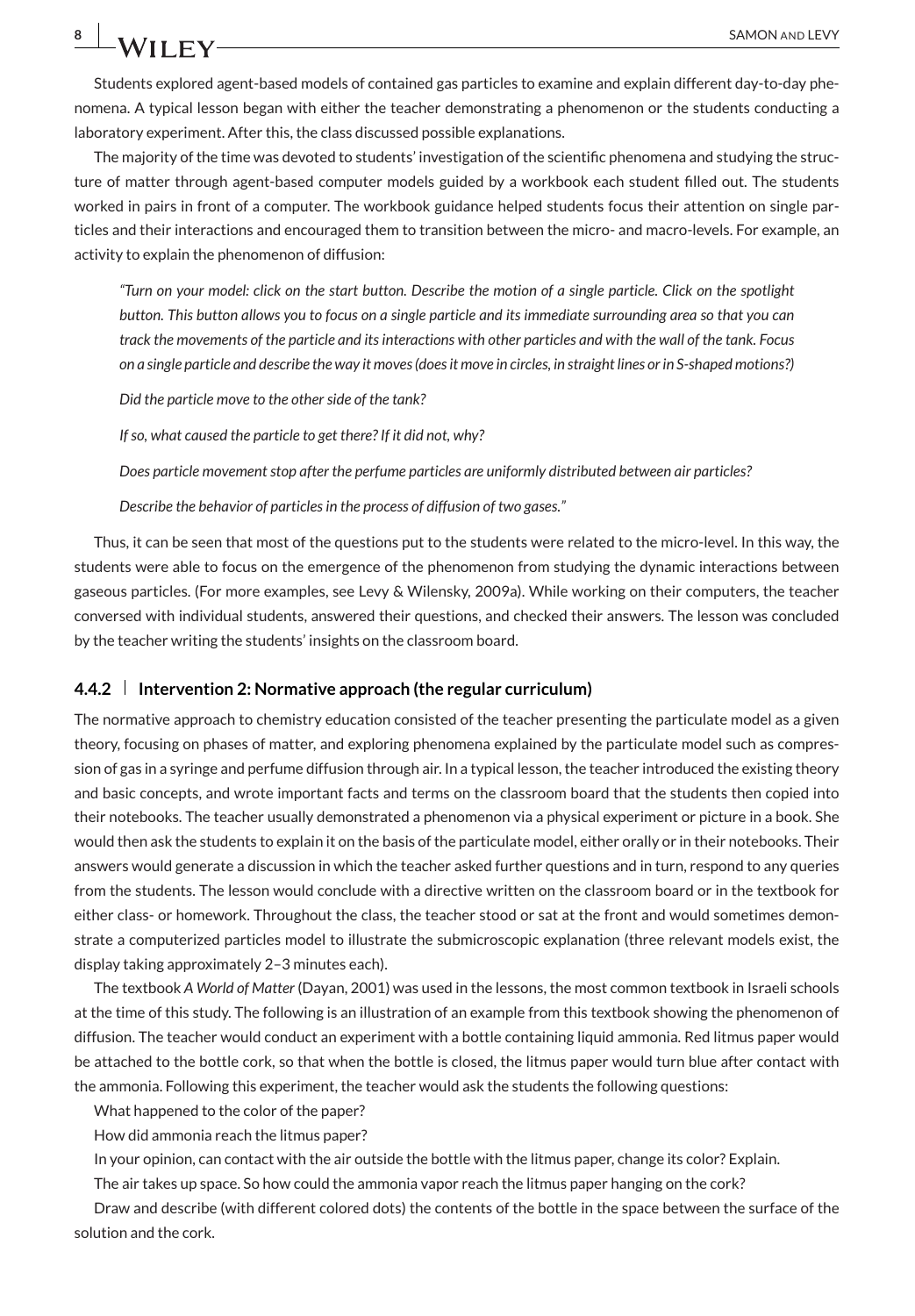Students explored agent-based models of contained gas particles to examine and explain different day-to-day phenomena. A typical lesson began with either the teacher demonstrating a phenomenon or the students conducting a laboratory experiment. After this, the class discussed possible explanations.

The majority of the time was devoted to students' investigation of the scientific phenomena and studying the structure of matter through agent-based computer models guided by a workbook each student filled out. The students worked in pairs in front of a computer. The workbook guidance helped students focus their attention on single particles and their interactions and encouraged them to transition between the micro- and macro-levels. For example, an activity to explain the phenomenon of diffusion:

> *"Turn on your model: click on the start button. Describe the motion of a single particle. Click on the spotlight button. This button allows you to focus on a single particle and its immediate surrounding area so that you can track the movements of the particle and its interactions with other particles and with the wall of the tank. Focus on a single particle and describe the way it moves (does it move in circles, in straight lines or in S-shaped motions?)*
>
> *Did the particle move to the other side of the tank?*
>
> *If so, what caused the particle to get there? If it did not, why?*
>
> *Does particle movement stop after the perfume particles are uniformly distributed between air particles?*
>
> *Describe the behavior of particles in the process of diffusion of two gases."*

Thus, it can be seen that most of the questions put to the students were related to the micro-level. In this way, the students were able to focus on the emergence of the phenomenon from studying the dynamic interactions between gaseous particles. (For more examples, see Levy & Wilensky, 2009a). While working on their computers, the teacher conversed with individual students, answered their questions, and checked their answers. The lesson was concluded by the teacher writing the students' insights on the classroom board.

#### 4.4.2 | Intervention 2: Normative approach (the regular curriculum)

The normative approach to chemistry education consisted of the teacher presenting the particulate model as a given theory, focusing on phases of matter, and exploring phenomena explained by the particulate model such as compression of gas in a syringe and perfume diffusion through air. In a typical lesson, the teacher introduced the existing theory and basic concepts, and wrote important facts and terms on the classroom board that the students then copied into their notebooks. The teacher usually demonstrated a phenomenon via a physical experiment or picture in a book. She would then ask the students to explain it on the basis of the particulate model, either orally or in their notebooks. Their answers would generate a discussion in which the teacher asked further questions and in turn, respond to any queries from the students. The lesson would conclude with a directive written on the classroom board or in the textbook for either class- or homework. Throughout the class, the teacher stood or sat at the front and would sometimes demonstrate a computerized particles model to illustrate the submicroscopic explanation (three relevant models exist, the display taking approximately 2–3 minutes each).

The textbook *A World of Matter* (Dayan, 2001) was used in the lessons, the most common textbook in Israeli schools at the time of this study. The following is an illustration of an example from this textbook showing the phenomenon of diffusion. The teacher would conduct an experiment with a bottle containing liquid ammonia. Red litmus paper would be attached to the bottle cork, so that when the bottle is closed, the litmus paper would turn blue after contact with the ammonia. Following this experiment, the teacher would ask the students the following questions:

What happened to the color of the paper?

How did ammonia reach the litmus paper?

In your opinion, can contact with the air outside the bottle with the litmus paper, change its color? Explain.

The air takes up space. So how could the ammonia vapor reach the litmus paper hanging on the cork?

Draw and describe (with different colored dots) the contents of the bottle in the space between the surface of the solution and the cork.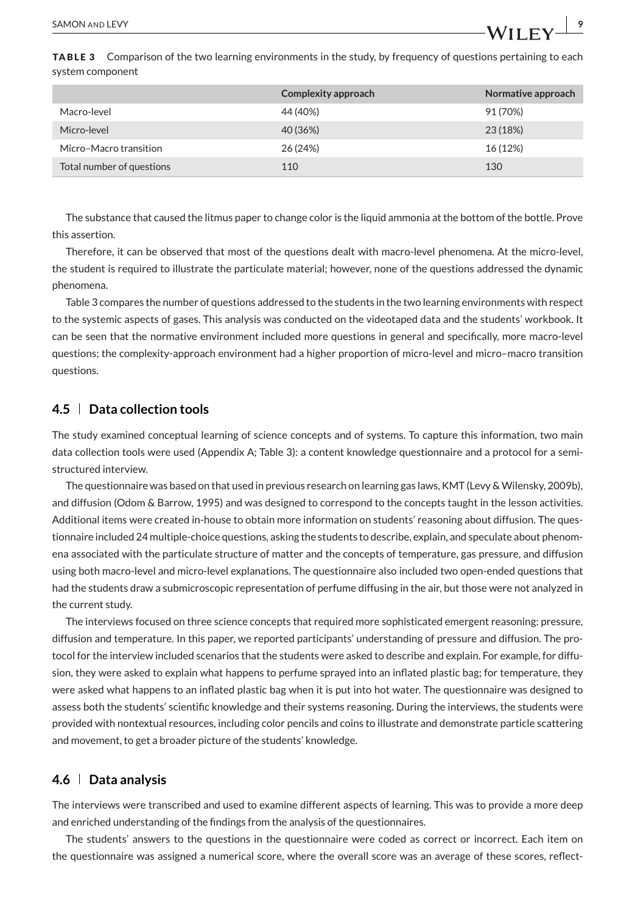**TABLE 3** Comparison of the two learning environments in the study, by frequency of questions pertaining to each system component

| | Complexity approach | Normative approach |
|---|---|---|
| Macro-level | 44 (40%) | 91 (70%) |
| Micro-level | 40 (36%) | 23 (18%) |
| Micro–Macro transition | 26 (24%) | 16 (12%) |
| Total number of questions | 110 | 130 |

The substance that caused the litmus paper to change color is the liquid ammonia at the bottom of the bottle. Prove this assertion.

Therefore, it can be observed that most of the questions dealt with macro-level phenomena. At the micro-level, the student is required to illustrate the particulate material; however, none of the questions addressed the dynamic phenomena.

Table 3 compares the number of questions addressed to the students in the two learning environments with respect to the systemic aspects of gases. This analysis was conducted on the videotaped data and the students' workbook. It can be seen that the normative environment included more questions in general and specifically, more macro-level questions; the complexity-approach environment had a higher proportion of micro-level and micro–macro transition questions.

## 4.5 | Data collection tools

The study examined conceptual learning of science concepts and of systems. To capture this information, two main data collection tools were used (Appendix A; Table 3): a content knowledge questionnaire and a protocol for a semi-structured interview.

The questionnaire was based on that used in previous research on learning gas laws, KMT (Levy & Wilensky, 2009b), and diffusion (Odom & Barrow, 1995) and was designed to correspond to the concepts taught in the lesson activities. Additional items were created in-house to obtain more information on students' reasoning about diffusion. The questionnaire included 24 multiple-choice questions, asking the students to describe, explain, and speculate about phenomena associated with the particulate structure of matter and the concepts of temperature, gas pressure, and diffusion using both macro-level and micro-level explanations. The questionnaire also included two open-ended questions that had the students draw a submicroscopic representation of perfume diffusing in the air, but those were not analyzed in the current study.

The interviews focused on three science concepts that required more sophisticated emergent reasoning: pressure, diffusion and temperature. In this paper, we reported participants' understanding of pressure and diffusion. The protocol for the interview included scenarios that the students were asked to describe and explain. For example, for diffusion, they were asked to explain what happens to perfume sprayed into an inflated plastic bag; for temperature, they were asked what happens to an inflated plastic bag when it is put into hot water. The questionnaire was designed to assess both the students' scientific knowledge and their systems reasoning. During the interviews, the students were provided with nontextual resources, including color pencils and coins to illustrate and demonstrate particle scattering and movement, to get a broader picture of the students' knowledge.

## 4.6 | Data analysis

The interviews were transcribed and used to examine different aspects of learning. This was to provide a more deep and enriched understanding of the findings from the analysis of the questionnaires.

The students' answers to the questions in the questionnaire were coded as correct or incorrect. Each item on the questionnaire was assigned a numerical score, where the overall score was an average of these scores, reflect-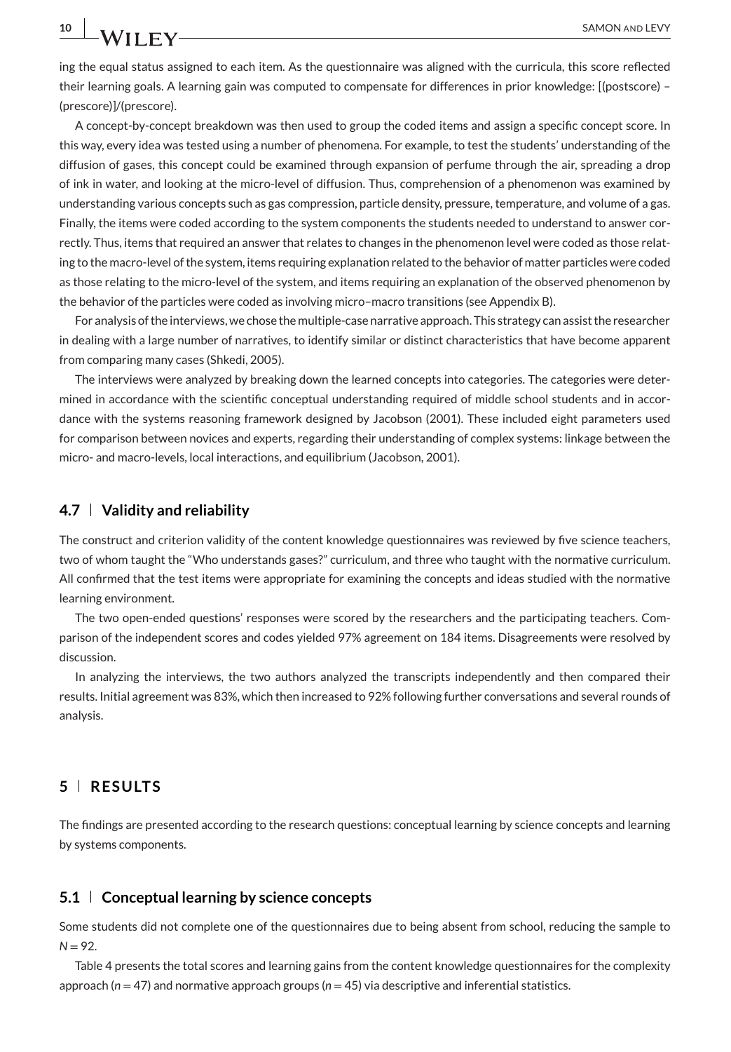ing the equal status assigned to each item. As the questionnaire was aligned with the curricula, this score reflected their learning goals. A learning gain was computed to compensate for differences in prior knowledge: [(postscore) – (prescore)]/(prescore).

A concept-by-concept breakdown was then used to group the coded items and assign a specific concept score. In this way, every idea was tested using a number of phenomena. For example, to test the students' understanding of the diffusion of gases, this concept could be examined through expansion of perfume through the air, spreading a drop of ink in water, and looking at the micro-level of diffusion. Thus, comprehension of a phenomenon was examined by understanding various concepts such as gas compression, particle density, pressure, temperature, and volume of a gas. Finally, the items were coded according to the system components the students needed to understand to answer correctly. Thus, items that required an answer that relates to changes in the phenomenon level were coded as those relating to the macro-level of the system, items requiring explanation related to the behavior of matter particles were coded as those relating to the micro-level of the system, and items requiring an explanation of the observed phenomenon by the behavior of the particles were coded as involving micro–macro transitions (see Appendix B).

For analysis of the interviews, we chose the multiple-case narrative approach. This strategy can assist the researcher in dealing with a large number of narratives, to identify similar or distinct characteristics that have become apparent from comparing many cases (Shkedi, 2005).

The interviews were analyzed by breaking down the learned concepts into categories. The categories were determined in accordance with the scientific conceptual understanding required of middle school students and in accordance with the systems reasoning framework designed by Jacobson (2001). These included eight parameters used for comparison between novices and experts, regarding their understanding of complex systems: linkage between the micro- and macro-levels, local interactions, and equilibrium (Jacobson, 2001).

### 4.7 | Validity and reliability

The construct and criterion validity of the content knowledge questionnaires was reviewed by five science teachers, two of whom taught the "Who understands gases?" curriculum, and three who taught with the normative curriculum. All confirmed that the test items were appropriate for examining the concepts and ideas studied with the normative learning environment.

The two open-ended questions' responses were scored by the researchers and the participating teachers. Comparison of the independent scores and codes yielded 97% agreement on 184 items. Disagreements were resolved by discussion.

In analyzing the interviews, the two authors analyzed the transcripts independently and then compared their results. Initial agreement was 83%, which then increased to 92% following further conversations and several rounds of analysis.

## 5 | RESULTS

The findings are presented according to the research questions: conceptual learning by science concepts and learning by systems components.

### 5.1 | Conceptual learning by science concepts

Some students did not complete one of the questionnaires due to being absent from school, reducing the sample to $N = 92$.

Table 4 presents the total scores and learning gains from the content knowledge questionnaires for the complexity approach ($n = 47$) and normative approach groups ($n = 45$) via descriptive and inferential statistics.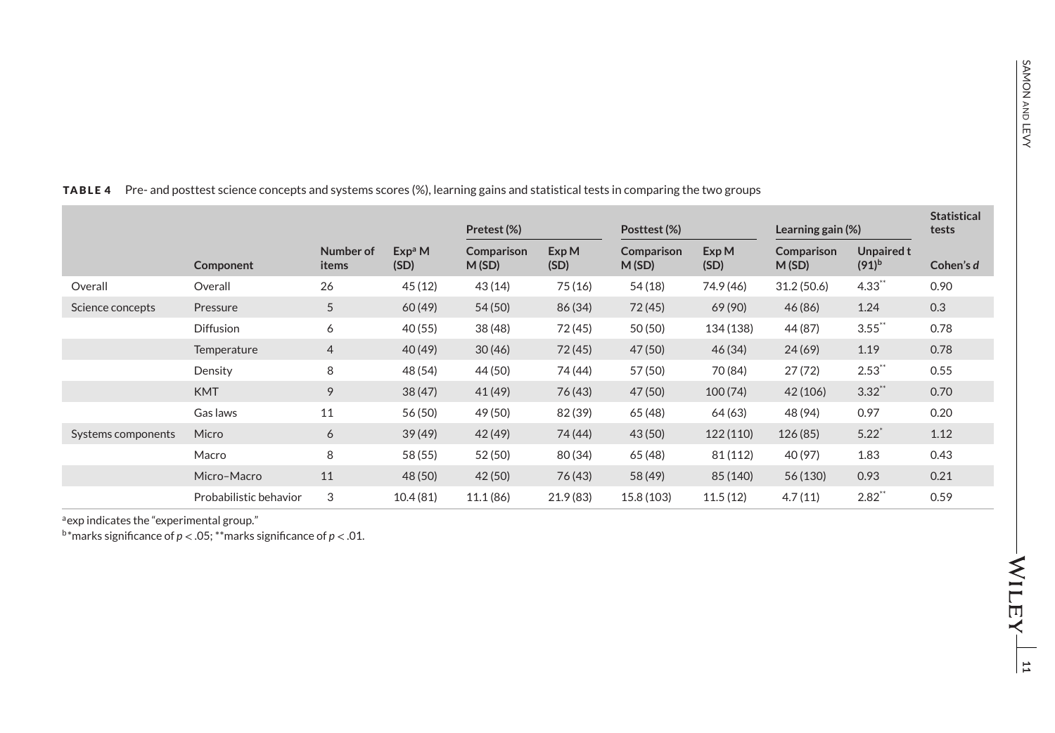**TABLE 4** Pre- and posttest science concepts and systems scores (%), learning gains and statistical tests in comparing the two groups

| | | | Pretest (%) | | Posttest (%) | | Learning gain (%) | | Statistical tests |
|---|---|---|---|---|---|---|---|---|---|
| | Component | Number of items | Exp[a] M (SD) | Comparison M (SD) | Exp M (SD) | Comparison M (SD) | Exp M (SD) | Comparison M (SD) | Unpaired t (91)[b] | Cohen's *d* |
| Overall | Overall | 26 | 45 (12) | 43 (14) | 75 (16) | 54 (18) | 74.9 (46) | 31.2 (50.6) | 4.33** | 0.90 |
| Science concepts | Pressure | 5 | 60 (49) | 54 (50) | 86 (34) | 72 (45) | 69 (90) | 46 (86) | 1.24 | 0.3 |
| | Diffusion | 6 | 40 (55) | 38 (48) | 72 (45) | 50 (50) | 134 (138) | 44 (87) | 3.55** | 0.78 |
| | Temperature | 4 | 40 (49) | 30 (46) | 72 (45) | 47 (50) | 46 (34) | 24 (69) | 1.19 | 0.78 |
| | Density | 8 | 48 (54) | 44 (50) | 74 (44) | 57 (50) | 70 (84) | 27 (72) | 2.53** | 0.55 |
| | KMT | 9 | 38 (47) | 41 (49) | 76 (43) | 47 (50) | 100 (74) | 42 (106) | 3.32** | 0.70 |
| | Gas laws | 11 | 56 (50) | 49 (50) | 82 (39) | 65 (48) | 64 (63) | 48 (94) | 0.97 | 0.20 |
| Systems components | Micro | 6 | 39 (49) | 42 (49) | 74 (44) | 43 (50) | 122 (110) | 126 (85) | 5.22* | 1.12 |
| | Macro | 8 | 58 (55) | 52 (50) | 80 (34) | 65 (48) | 81 (112) | 40 (97) | 1.83 | 0.43 |
| | Micro–Macro | 11 | 48 (50) | 42 (50) | 76 (43) | 58 (49) | 85 (140) | 56 (130) | 0.93 | 0.21 |
| | Probabilistic behavior | 3 | 10.4 (81) | 11.1 (86) | 21.9 (83) | 15.8 (103) | 11.5 (12) | 4.7 (11) | 2.82** | 0.59 |

[a]exp indicates the "experimental group."
[b]*marks significance of $p < .05$; **marks significance of $p < .01$.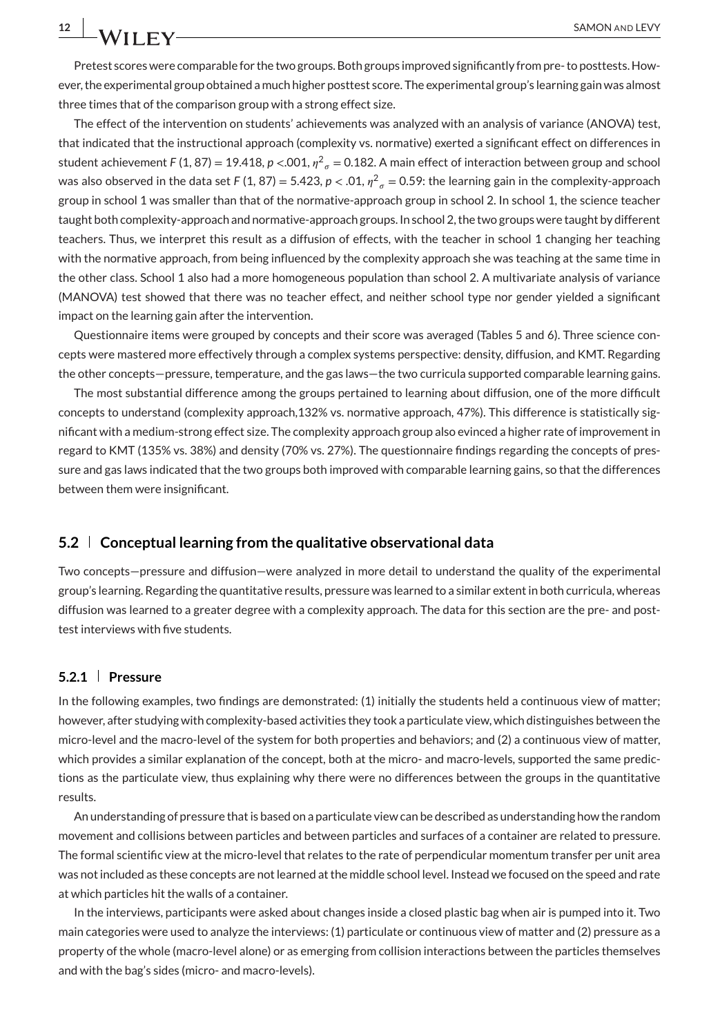Pretest scores were comparable for the two groups. Both groups improved significantly from pre- to posttests. However, the experimental group obtained a much higher posttest score. The experimental group's learning gain was almost three times that of the comparison group with a strong effect size.

The effect of the intervention on students' achievements was analyzed with an analysis of variance (ANOVA) test, that indicated that the instructional approach (complexity vs. normative) exerted a significant effect on differences in student achievement $F(1, 87) = 19.418$, $p < .001$, $\eta^2_\sigma = 0.182$. A main effect of interaction between group and school was also observed in the data set $F(1, 87) = 5.423$, $p < .01$, $\eta^2_\sigma = 0.59$: the learning gain in the complexity-approach group in school 1 was smaller than that of the normative-approach group in school 2. In school 1, the science teacher taught both complexity-approach and normative-approach groups. In school 2, the two groups were taught by different teachers. Thus, we interpret this result as a diffusion of effects, with the teacher in school 1 changing her teaching with the normative approach, from being influenced by the complexity approach she was teaching at the same time in the other class. School 1 also had a more homogeneous population than school 2. A multivariate analysis of variance (MANOVA) test showed that there was no teacher effect, and neither school type nor gender yielded a significant impact on the learning gain after the intervention.

Questionnaire items were grouped by concepts and their score was averaged (Tables 5 and 6). Three science concepts were mastered more effectively through a complex systems perspective: density, diffusion, and KMT. Regarding the other concepts—pressure, temperature, and the gas laws—the two curricula supported comparable learning gains.

The most substantial difference among the groups pertained to learning about diffusion, one of the more difficult concepts to understand (complexity approach,132% vs. normative approach, 47%). This difference is statistically significant with a medium-strong effect size. The complexity approach group also evinced a higher rate of improvement in regard to KMT (135% vs. 38%) and density (70% vs. 27%). The questionnaire findings regarding the concepts of pressure and gas laws indicated that the two groups both improved with comparable learning gains, so that the differences between them were insignificant.

## 5.2 | Conceptual learning from the qualitative observational data

Two concepts—pressure and diffusion—were analyzed in more detail to understand the quality of the experimental group's learning. Regarding the quantitative results, pressure was learned to a similar extent in both curricula, whereas diffusion was learned to a greater degree with a complexity approach. The data for this section are the pre- and posttest interviews with five students.

### 5.2.1 | Pressure

In the following examples, two findings are demonstrated: (1) initially the students held a continuous view of matter; however, after studying with complexity-based activities they took a particulate view, which distinguishes between the micro-level and the macro-level of the system for both properties and behaviors; and (2) a continuous view of matter, which provides a similar explanation of the concept, both at the micro- and macro-levels, supported the same predictions as the particulate view, thus explaining why there were no differences between the groups in the quantitative results.

An understanding of pressure that is based on a particulate view can be described as understanding how the random movement and collisions between particles and between particles and surfaces of a container are related to pressure. The formal scientific view at the micro-level that relates to the rate of perpendicular momentum transfer per unit area was not included as these concepts are not learned at the middle school level. Instead we focused on the speed and rate at which particles hit the walls of a container.

In the interviews, participants were asked about changes inside a closed plastic bag when air is pumped into it. Two main categories were used to analyze the interviews: (1) particulate or continuous view of matter and (2) pressure as a property of the whole (macro-level alone) or as emerging from collision interactions between the particles themselves and with the bag's sides (micro- and macro-levels).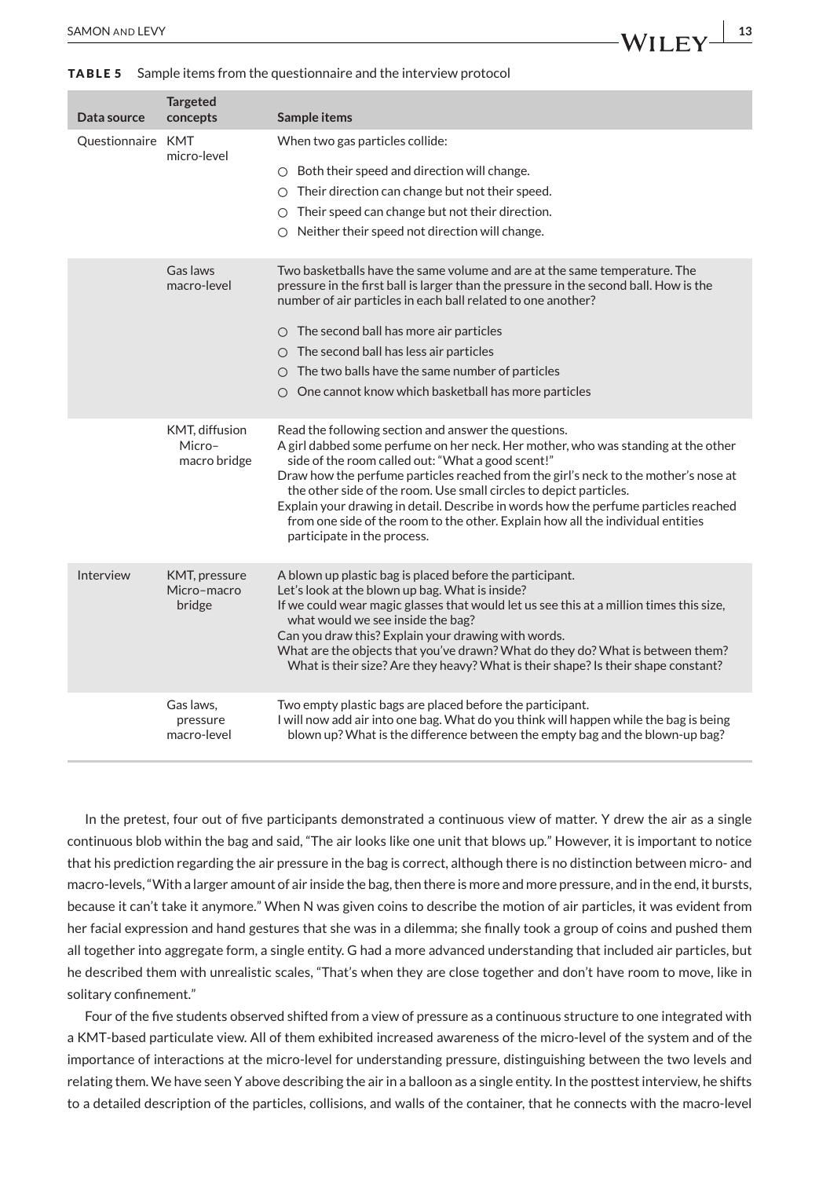**TABLE 5** Sample items from the questionnaire and the interview protocol

| Data source | Targeted concepts | Sample items |
|---|---|---|
| Questionnaire | KMT micro-level | When two gas particles collide:<br>○ Both their speed and direction will change.<br>○ Their direction can change but not their speed.<br>○ Their speed can change but not their direction.<br>○ Neither their speed not direction will change. |
| | Gas laws macro-level | Two basketballs have the same volume and are at the same temperature. The pressure in the first ball is larger than the pressure in the second ball. How is the number of air particles in each ball related to one another?<br>○ The second ball has more air particles<br>○ The second ball has less air particles<br>○ The two balls have the same number of particles<br>○ One cannot know which basketball has more particles |
| | KMT, diffusion Micro–macro bridge | Read the following section and answer the questions.<br>A girl dabbed some perfume on her neck. Her mother, who was standing at the other side of the room called out: "What a good scent!"<br>Draw how the perfume particles reached from the girl's neck to the mother's nose at the other side of the room. Use small circles to depict particles.<br>Explain your drawing in detail. Describe in words how the perfume particles reached from one side of the room to the other. Explain how all the individual entities participate in the process. |
| Interview | KMT, pressure Micro–macro bridge | A blown up plastic bag is placed before the participant.<br>Let's look at the blown up bag. What is inside?<br>If we could wear magic glasses that would let us see this at a million times this size, what would we see inside the bag?<br>Can you draw this? Explain your drawing with words.<br>What are the objects that you've drawn? What do they do? What is between them? What is their size? Are they heavy? What is their shape? Is their shape constant? |
| | Gas laws, pressure macro-level | Two empty plastic bags are placed before the participant.<br>I will now add air into one bag. What do you think will happen while the bag is being blown up? What is the difference between the empty bag and the blown-up bag? |

In the pretest, four out of five participants demonstrated a continuous view of matter. Y drew the air as a single continuous blob within the bag and said, "The air looks like one unit that blows up." However, it is important to notice that his prediction regarding the air pressure in the bag is correct, although there is no distinction between micro- and macro-levels, "With a larger amount of air inside the bag, then there is more and more pressure, and in the end, it bursts, because it can't take it anymore." When N was given coins to describe the motion of air particles, it was evident from her facial expression and hand gestures that she was in a dilemma; she finally took a group of coins and pushed them all together into aggregate form, a single entity. G had a more advanced understanding that included air particles, but he described them with unrealistic scales, "That's when they are close together and don't have room to move, like in solitary confinement."

Four of the five students observed shifted from a view of pressure as a continuous structure to one integrated with a KMT-based particulate view. All of them exhibited increased awareness of the micro-level of the system and of the importance of interactions at the micro-level for understanding pressure, distinguishing between the two levels and relating them. We have seen Y above describing the air in a balloon as a single entity. In the posttest interview, he shifts to a detailed description of the particles, collisions, and walls of the container, that he connects with the macro-level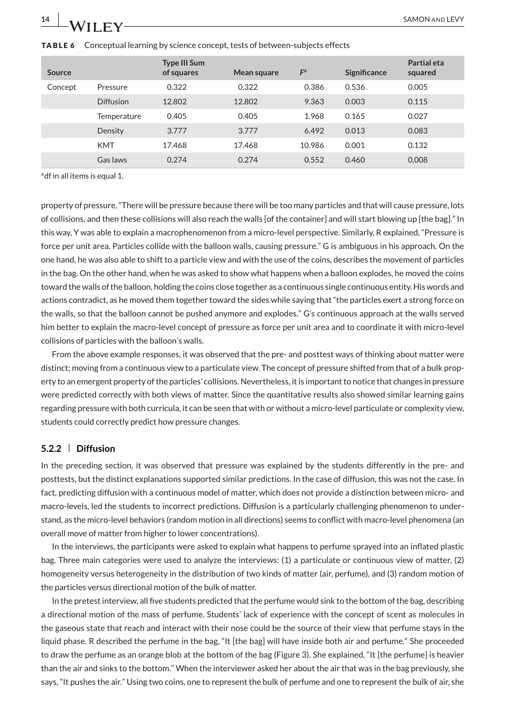**TABLE 6** Conceptual learning by science concept, tests of between-subjects effects

| Source | | Type III Sum of squares | Mean square | $F^{a}$ | Significance | Partial eta squared |
|---|---|---|---|---|---|---|
| Concept | Pressure | 0.322 | 0.322 | 0.386 | 0.536 | 0.005 |
| | Diffusion | 12.802 | 12.802 | 9.363 | 0.003 | 0.115 |
| | Temperature | 0.405 | 0.405 | 1.968 | 0.165 | 0.027 |
| | Density | 3.777 | 3.777 | 6.492 | 0.013 | 0.083 |
| | KMT | 17.468 | 17.468 | 10.986 | 0.001 | 0.132 |
| | Gas laws | 0.274 | 0.274 | 0.552 | 0.460 | 0.008 |

[a] df in all items is equal 1.

property of pressure, "There will be pressure because there will be too many particles and that will cause pressure, lots of collisions, and then these collisions will also reach the walls [of the container] and will start blowing up [the bag]." In this way, Y was able to explain a macrophenomenon from a micro-level perspective. Similarly, R explained, "Pressure is force per unit area. Particles collide with the balloon walls, causing pressure." G is ambiguous in his approach. On the one hand, he was also able to shift to a particle view and with the use of the coins, describes the movement of particles in the bag. On the other hand, when he was asked to show what happens when a balloon explodes, he moved the coins toward the walls of the balloon, holding the coins close together as a continuous single continuous entity. His words and actions contradict, as he moved them together toward the sides while saying that "the particles exert a strong force on the walls, so that the balloon cannot be pushed anymore and explodes." G's continuous approach at the walls served him better to explain the macro-level concept of pressure as force per unit area and to coordinate it with micro-level collisions of particles with the balloon's walls.

From the above example responses, it was observed that the pre- and posttest ways of thinking about matter were distinct; moving from a continuous view to a particulate view. The concept of pressure shifted from that of a bulk property to an emergent property of the particles' collisions. Nevertheless, it is important to notice that changes in pressure were predicted correctly with both views of matter. Since the quantitative results also showed similar learning gains regarding pressure with both curricula, it can be seen that with or without a micro-level particulate or complexity view, students could correctly predict how pressure changes.

### 5.2.2 | Diffusion

In the preceding section, it was observed that pressure was explained by the students differently in the pre- and posttests, but the distinct explanations supported similar predictions. In the case of diffusion, this was not the case. In fact, predicting diffusion with a continuous model of matter, which does not provide a distinction between micro- and macro-levels, led the students to incorrect predictions. Diffusion is a particularly challenging phenomenon to understand, as the micro-level behaviors (random motion in all directions) seems to conflict with macro-level phenomena (an overall move of matter from higher to lower concentrations).

In the interviews, the participants were asked to explain what happens to perfume sprayed into an inflated plastic bag. Three main categories were used to analyze the interviews: (1) a particulate or continuous view of matter, (2) homogeneity versus heterogeneity in the distribution of two kinds of matter (air, perfume), and (3) random motion of the particles versus directional motion of the bulk of matter.

In the pretest interview, all five students predicted that the perfume would sink to the bottom of the bag, describing a directional motion of the mass of perfume. Students' lack of experience with the concept of scent as molecules in the gaseous state that reach and interact with their nose could be the source of their view that perfume stays in the liquid phase. R described the perfume in the bag, "It [the bag] will have inside both air and perfume." She proceeded to draw the perfume as an orange blob at the bottom of the bag (Figure 3). She explained, "It [the perfume] is heavier than the air and sinks to the bottom." When the interviewer asked her about the air that was in the bag previously, she says, "It pushes the air." Using two coins, one to represent the bulk of perfume and one to represent the bulk of air, she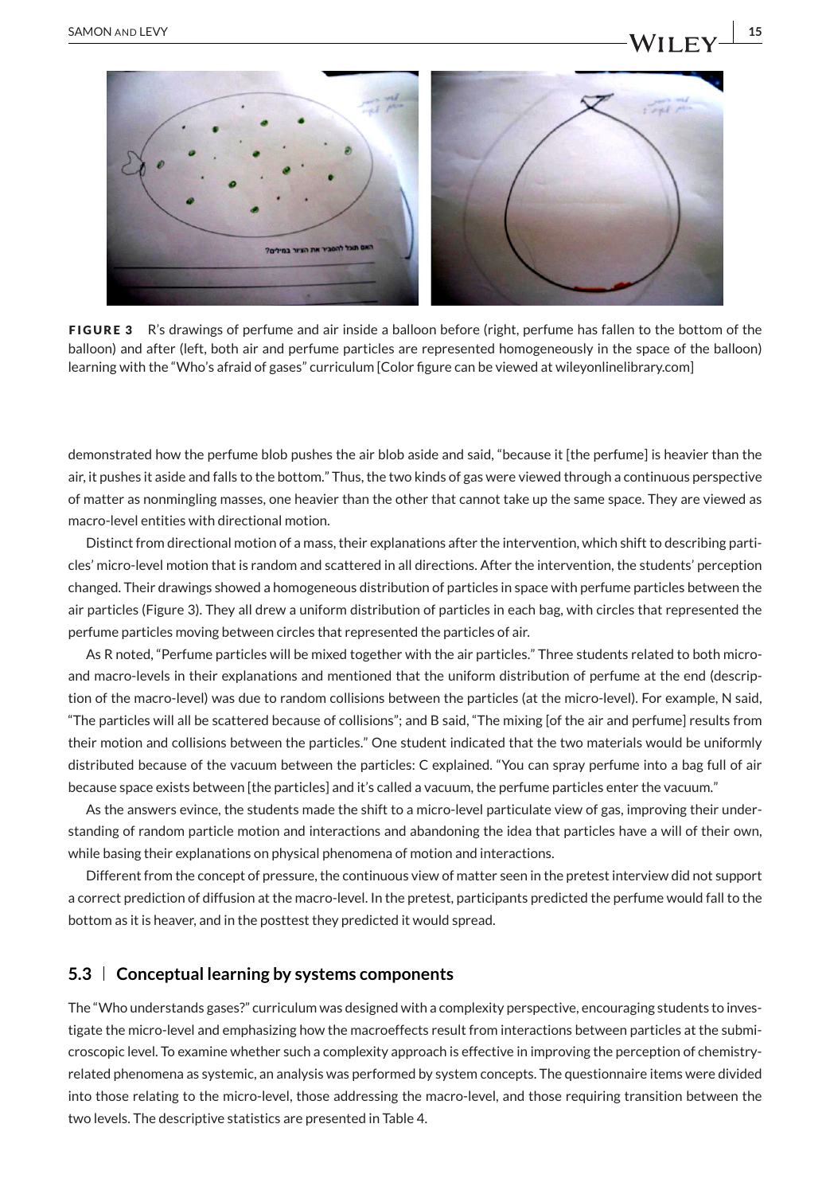**FIGURE 3** R's drawings of perfume and air inside a balloon before (right, perfume has fallen to the bottom of the balloon) and after (left, both air and perfume particles are represented homogeneously in the space of the balloon) learning with the "Who's afraid of gases" curriculum [Color figure can be viewed at wileyonlinelibrary.com]

demonstrated how the perfume blob pushes the air blob aside and said, "because it [the perfume] is heavier than the air, it pushes it aside and falls to the bottom." Thus, the two kinds of gas were viewed through a continuous perspective of matter as nonmingling masses, one heavier than the other that cannot take up the same space. They are viewed as macro-level entities with directional motion.

Distinct from directional motion of a mass, their explanations after the intervention, which shift to describing particles' micro-level motion that is random and scattered in all directions. After the intervention, the students' perception changed. Their drawings showed a homogeneous distribution of particles in space with perfume particles between the air particles (Figure 3). They all drew a uniform distribution of particles in each bag, with circles that represented the perfume particles moving between circles that represented the particles of air.

As R noted, "Perfume particles will be mixed together with the air particles." Three students related to both micro- and macro-levels in their explanations and mentioned that the uniform distribution of perfume at the end (description of the macro-level) was due to random collisions between the particles (at the micro-level). For example, N said, "The particles will all be scattered because of collisions"; and B said, "The mixing [of the air and perfume] results from their motion and collisions between the particles." One student indicated that the two materials would be uniformly distributed because of the vacuum between the particles: C explained. "You can spray perfume into a bag full of air because space exists between [the particles] and it's called a vacuum, the perfume particles enter the vacuum."

As the answers evince, the students made the shift to a micro-level particulate view of gas, improving their understanding of random particle motion and interactions and abandoning the idea that particles have a will of their own, while basing their explanations on physical phenomena of motion and interactions.

Different from the concept of pressure, the continuous view of matter seen in the pretest interview did not support a correct prediction of diffusion at the macro-level. In the pretest, participants predicted the perfume would fall to the bottom as it is heavier, and in the posttest they predicted it would spread.

### 5.3 | Conceptual learning by systems components

The "Who understands gases?" curriculum was designed with a complexity perspective, encouraging students to investigate the micro-level and emphasizing how the macroeffects result from interactions between particles at the submicroscopic level. To examine whether such a complexity approach is effective in improving the perception of chemistry-related phenomena as systemic, an analysis was performed by system concepts. The questionnaire items were divided into those relating to the micro-level, those addressing the macro-level, and those requiring transition between the two levels. The descriptive statistics are presented in Table 4.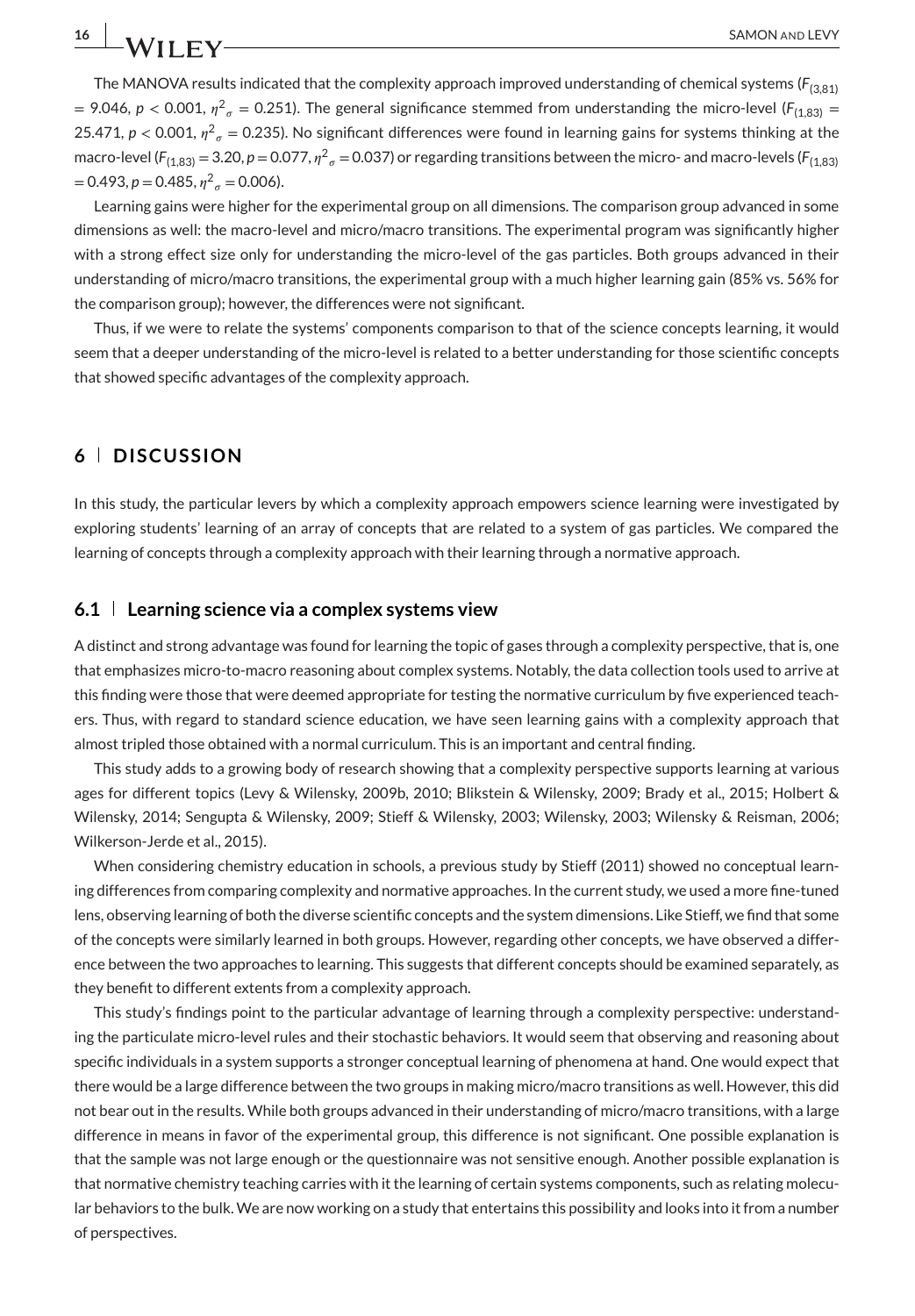The MANOVA results indicated that the complexity approach improved understanding of chemical systems ($F_{(3,81)} = 9.046$, $p < 0.001$, $\eta^2_\sigma = 0.251$). The general significance stemmed from understanding the micro-level ($F_{(1,83)} = 25.471$, $p < 0.001$, $\eta^2_\sigma = 0.235$). No significant differences were found in learning gains for systems thinking at the macro-level ($F_{(1,83)} = 3.20$, $p = 0.077$, $\eta^2_\sigma = 0.037$) or regarding transitions between the micro- and macro-levels ($F_{(1,83)} = 0.493$, $p = 0.485$, $\eta^2_\sigma = 0.006$).

Learning gains were higher for the experimental group on all dimensions. The comparison group advanced in some dimensions as well: the macro-level and micro/macro transitions. The experimental program was significantly higher with a strong effect size only for understanding the micro-level of the gas particles. Both groups advanced in their understanding of micro/macro transitions, the experimental group with a much higher learning gain (85% vs. 56% for the comparison group); however, the differences were not significant.

Thus, if we were to relate the systems' components comparison to that of the science concepts learning, it would seem that a deeper understanding of the micro-level is related to a better understanding for those scientific concepts that showed specific advantages of the complexity approach.

## 6 | DISCUSSION

In this study, the particular levers by which a complexity approach empowers science learning were investigated by exploring students' learning of an array of concepts that are related to a system of gas particles. We compared the learning of concepts through a complexity approach with their learning through a normative approach.

### 6.1 | Learning science via a complex systems view

A distinct and strong advantage was found for learning the topic of gases through a complexity perspective, that is, one that emphasizes micro-to-macro reasoning about complex systems. Notably, the data collection tools used to arrive at this finding were those that were deemed appropriate for testing the normative curriculum by five experienced teachers. Thus, with regard to standard science education, we have seen learning gains with a complexity approach that almost tripled those obtained with a normal curriculum. This is an important and central finding.

This study adds to a growing body of research showing that a complexity perspective supports learning at various ages for different topics (Levy & Wilensky, 2009b, 2010; Blikstein & Wilensky, 2009; Brady et al., 2015; Holbert & Wilensky, 2014; Sengupta & Wilensky, 2009; Stieff & Wilensky, 2003; Wilensky, 2003; Wilensky & Reisman, 2006; Wilkerson-Jerde et al., 2015).

When considering chemistry education in schools, a previous study by Stieff (2011) showed no conceptual learning differences from comparing complexity and normative approaches. In the current study, we used a more fine-tuned lens, observing learning of both the diverse scientific concepts and the system dimensions. Like Stieff, we find that some of the concepts were similarly learned in both groups. However, regarding other concepts, we have observed a difference between the two approaches to learning. This suggests that different concepts should be examined separately, as they benefit to different extents from a complexity approach.

This study's findings point to the particular advantage of learning through a complexity perspective: understanding the particulate micro-level rules and their stochastic behaviors. It would seem that observing and reasoning about specific individuals in a system supports a stronger conceptual learning of phenomena at hand. One would expect that there would be a large difference between the two groups in making micro/macro transitions as well. However, this did not bear out in the results. While both groups advanced in their understanding of micro/macro transitions, with a large difference in means in favor of the experimental group, this difference is not significant. One possible explanation is that the sample was not large enough or the questionnaire was not sensitive enough. Another possible explanation is that normative chemistry teaching carries with it the learning of certain systems components, such as relating molecular behaviors to the bulk. We are now working on a study that entertains this possibility and looks into it from a number of perspectives.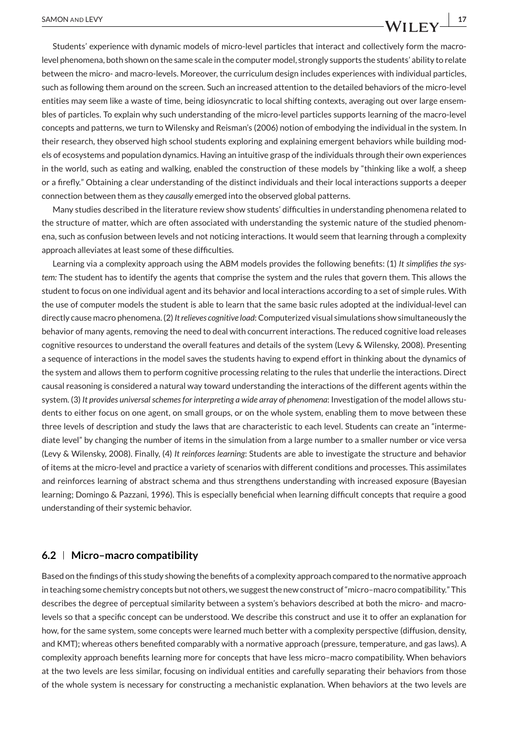Students' experience with dynamic models of micro-level particles that interact and collectively form the macro-level phenomena, both shown on the same scale in the computer model, strongly supports the students' ability to relate between the micro- and macro-levels. Moreover, the curriculum design includes experiences with individual particles, such as following them around on the screen. Such an increased attention to the detailed behaviors of the micro-level entities may seem like a waste of time, being idiosyncratic to local shifting contexts, averaging out over large ensembles of particles. To explain why such understanding of the micro-level particles supports learning of the macro-level concepts and patterns, we turn to Wilensky and Reisman's (2006) notion of embodying the individual in the system. In their research, they observed high school students exploring and explaining emergent behaviors while building models of ecosystems and population dynamics. Having an intuitive grasp of the individuals through their own experiences in the world, such as eating and walking, enabled the construction of these models by "thinking like a wolf, a sheep or a firefly." Obtaining a clear understanding of the distinct individuals and their local interactions supports a deeper connection between them as they *causally* emerged into the observed global patterns.

Many studies described in the literature review show students' difficulties in understanding phenomena related to the structure of matter, which are often associated with understanding the systemic nature of the studied phenomena, such as confusion between levels and not noticing interactions. It would seem that learning through a complexity approach alleviates at least some of these difficulties.

Learning via a complexity approach using the ABM models provides the following benefits: (1) *It simplifies the system:* The student has to identify the agents that comprise the system and the rules that govern them. This allows the student to focus on one individual agent and its behavior and local interactions according to a set of simple rules. With the use of computer models the student is able to learn that the same basic rules adopted at the individual-level can directly cause macro phenomena. (2) *It relieves cognitive load*: Computerized visual simulations show simultaneously the behavior of many agents, removing the need to deal with concurrent interactions. The reduced cognitive load releases cognitive resources to understand the overall features and details of the system (Levy & Wilensky, 2008). Presenting a sequence of interactions in the model saves the students having to expend effort in thinking about the dynamics of the system and allows them to perform cognitive processing relating to the rules that underlie the interactions. Direct causal reasoning is considered a natural way toward understanding the interactions of the different agents within the system. (3) *It provides universal schemes for interpreting a wide array of phenomena*: Investigation of the model allows students to either focus on one agent, on small groups, or on the whole system, enabling them to move between these three levels of description and study the laws that are characteristic to each level. Students can create an "intermediate level" by changing the number of items in the simulation from a large number to a smaller number or vice versa (Levy & Wilensky, 2008). Finally, (4) *It reinforces learning*: Students are able to investigate the structure and behavior of items at the micro-level and practice a variety of scenarios with different conditions and processes. This assimilates and reinforces learning of abstract schema and thus strengthens understanding with increased exposure (Bayesian learning; Domingo & Pazzani, 1996). This is especially beneficial when learning difficult concepts that require a good understanding of their systemic behavior.

### 6.2 | Micro–macro compatibility

Based on the findings of this study showing the benefits of a complexity approach compared to the normative approach in teaching some chemistry concepts but not others, we suggest the new construct of "micro–macro compatibility." This describes the degree of perceptual similarity between a system's behaviors described at both the micro- and macro-levels so that a specific concept can be understood. We describe this construct and use it to offer an explanation for how, for the same system, some concepts were learned much better with a complexity perspective (diffusion, density, and KMT); whereas others benefited comparably with a normative approach (pressure, temperature, and gas laws). A complexity approach benefits learning more for concepts that have less micro–macro compatibility. When behaviors at the two levels are less similar, focusing on individual entities and carefully separating their behaviors from those of the whole system is necessary for constructing a mechanistic explanation. When behaviors at the two levels are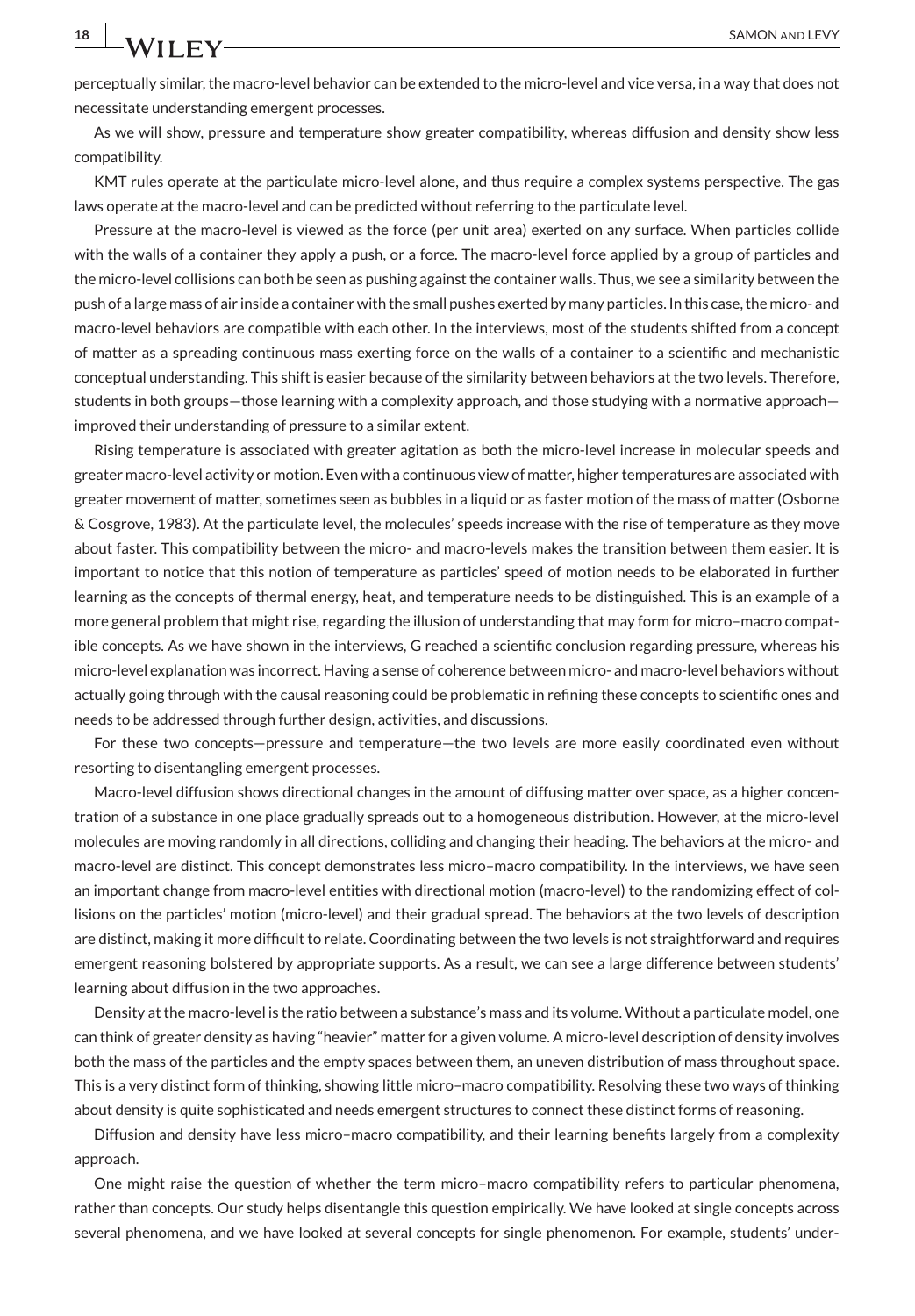perceptually similar, the macro-level behavior can be extended to the micro-level and vice versa, in a way that does not necessitate understanding emergent processes.

As we will show, pressure and temperature show greater compatibility, whereas diffusion and density show less compatibility.

KMT rules operate at the particulate micro-level alone, and thus require a complex systems perspective. The gas laws operate at the macro-level and can be predicted without referring to the particulate level.

Pressure at the macro-level is viewed as the force (per unit area) exerted on any surface. When particles collide with the walls of a container they apply a push, or a force. The macro-level force applied by a group of particles and the micro-level collisions can both be seen as pushing against the container walls. Thus, we see a similarity between the push of a large mass of air inside a container with the small pushes exerted by many particles. In this case, the micro- and macro-level behaviors are compatible with each other. In the interviews, most of the students shifted from a concept of matter as a spreading continuous mass exerting force on the walls of a container to a scientific and mechanistic conceptual understanding. This shift is easier because of the similarity between behaviors at the two levels. Therefore, students in both groups—those learning with a complexity approach, and those studying with a normative approach—improved their understanding of pressure to a similar extent.

Rising temperature is associated with greater agitation as both the micro-level increase in molecular speeds and greater macro-level activity or motion. Even with a continuous view of matter, higher temperatures are associated with greater movement of matter, sometimes seen as bubbles in a liquid or as faster motion of the mass of matter (Osborne & Cosgrove, 1983). At the particulate level, the molecules' speeds increase with the rise of temperature as they move about faster. This compatibility between the micro- and macro-levels makes the transition between them easier. It is important to notice that this notion of temperature as particles' speed of motion needs to be elaborated in further learning as the concepts of thermal energy, heat, and temperature needs to be distinguished. This is an example of a more general problem that might rise, regarding the illusion of understanding that may form for micro–macro compatible concepts. As we have shown in the interviews, G reached a scientific conclusion regarding pressure, whereas his micro-level explanation was incorrect. Having a sense of coherence between micro- and macro-level behaviors without actually going through with the causal reasoning could be problematic in refining these concepts to scientific ones and needs to be addressed through further design, activities, and discussions.

For these two concepts—pressure and temperature—the two levels are more easily coordinated even without resorting to disentangling emergent processes.

Macro-level diffusion shows directional changes in the amount of diffusing matter over space, as a higher concentration of a substance in one place gradually spreads out to a homogeneous distribution. However, at the micro-level molecules are moving randomly in all directions, colliding and changing their heading. The behaviors at the micro- and macro-level are distinct. This concept demonstrates less micro–macro compatibility. In the interviews, we have seen an important change from macro-level entities with directional motion (macro-level) to the randomizing effect of collisions on the particles' motion (micro-level) and their gradual spread. The behaviors at the two levels of description are distinct, making it more difficult to relate. Coordinating between the two levels is not straightforward and requires emergent reasoning bolstered by appropriate supports. As a result, we can see a large difference between students' learning about diffusion in the two approaches.

Density at the macro-level is the ratio between a substance's mass and its volume. Without a particulate model, one can think of greater density as having "heavier" matter for a given volume. A micro-level description of density involves both the mass of the particles and the empty spaces between them, an uneven distribution of mass throughout space. This is a very distinct form of thinking, showing little micro–macro compatibility. Resolving these two ways of thinking about density is quite sophisticated and needs emergent structures to connect these distinct forms of reasoning.

Diffusion and density have less micro–macro compatibility, and their learning benefits largely from a complexity approach.

One might raise the question of whether the term micro–macro compatibility refers to particular phenomena, rather than concepts. Our study helps disentangle this question empirically. We have looked at single concepts across several phenomena, and we have looked at several concepts for single phenomenon. For example, students' under-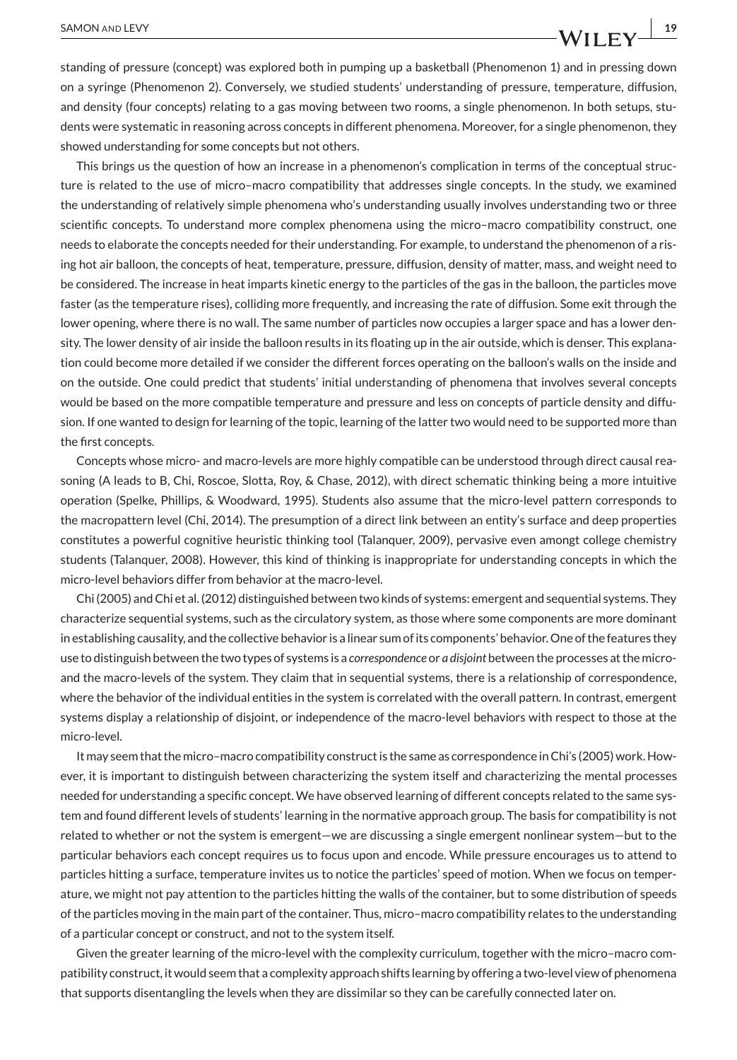standing of pressure (concept) was explored both in pumping up a basketball (Phenomenon 1) and in pressing down on a syringe (Phenomenon 2). Conversely, we studied students' understanding of pressure, temperature, diffusion, and density (four concepts) relating to a gas moving between two rooms, a single phenomenon. In both setups, students were systematic in reasoning across concepts in different phenomena. Moreover, for a single phenomenon, they showed understanding for some concepts but not others.

This brings us the question of how an increase in a phenomenon's complication in terms of the conceptual structure is related to the use of micro–macro compatibility that addresses single concepts. In the study, we examined the understanding of relatively simple phenomena who's understanding usually involves understanding two or three scientific concepts. To understand more complex phenomena using the micro–macro compatibility construct, one needs to elaborate the concepts needed for their understanding. For example, to understand the phenomenon of a rising hot air balloon, the concepts of heat, temperature, pressure, diffusion, density of matter, mass, and weight need to be considered. The increase in heat imparts kinetic energy to the particles of the gas in the balloon, the particles move faster (as the temperature rises), colliding more frequently, and increasing the rate of diffusion. Some exit through the lower opening, where there is no wall. The same number of particles now occupies a larger space and has a lower density. The lower density of air inside the balloon results in its floating up in the air outside, which is denser. This explanation could become more detailed if we consider the different forces operating on the balloon's walls on the inside and on the outside. One could predict that students' initial understanding of phenomena that involves several concepts would be based on the more compatible temperature and pressure and less on concepts of particle density and diffusion. If one wanted to design for learning of the topic, learning of the latter two would need to be supported more than the first concepts.

Concepts whose micro- and macro-levels are more highly compatible can be understood through direct causal reasoning (A leads to B, Chi, Roscoe, Slotta, Roy, & Chase, 2012), with direct schematic thinking being a more intuitive operation (Spelke, Phillips, & Woodward, 1995). Students also assume that the micro-level pattern corresponds to the macropattern level (Chi, 2014). The presumption of a direct link between an entity's surface and deep properties constitutes a powerful cognitive heuristic thinking tool (Talanquer, 2009), pervasive even amongt college chemistry students (Talanquer, 2008). However, this kind of thinking is inappropriate for understanding concepts in which the micro-level behaviors differ from behavior at the macro-level.

Chi (2005) and Chi et al. (2012) distinguished between two kinds of systems: emergent and sequential systems. They characterize sequential systems, such as the circulatory system, as those where some components are more dominant in establishing causality, and the collective behavior is a linear sum of its components' behavior. One of the features they use to distinguish between the two types of systems is a *correspondence* or *a disjoint* between the processes at the micro- and the macro-levels of the system. They claim that in sequential systems, there is a relationship of correspondence, where the behavior of the individual entities in the system is correlated with the overall pattern. In contrast, emergent systems display a relationship of disjoint, or independence of the macro-level behaviors with respect to those at the micro-level.

It may seem that the micro–macro compatibility construct is the same as correspondence in Chi's (2005) work. However, it is important to distinguish between characterizing the system itself and characterizing the mental processes needed for understanding a specific concept. We have observed learning of different concepts related to the same system and found different levels of students' learning in the normative approach group. The basis for compatibility is not related to whether or not the system is emergent—we are discussing a single emergent nonlinear system—but to the particular behaviors each concept requires us to focus upon and encode. While pressure encourages us to attend to particles hitting a surface, temperature invites us to notice the particles' speed of motion. When we focus on temperature, we might not pay attention to the particles hitting the walls of the container, but to some distribution of speeds of the particles moving in the main part of the container. Thus, micro–macro compatibility relates to the understanding of a particular concept or construct, and not to the system itself.

Given the greater learning of the micro-level with the complexity curriculum, together with the micro–macro compatibility construct, it would seem that a complexity approach shifts learning by offering a two-level view of phenomena that supports disentangling the levels when they are dissimilar so they can be carefully connected later on.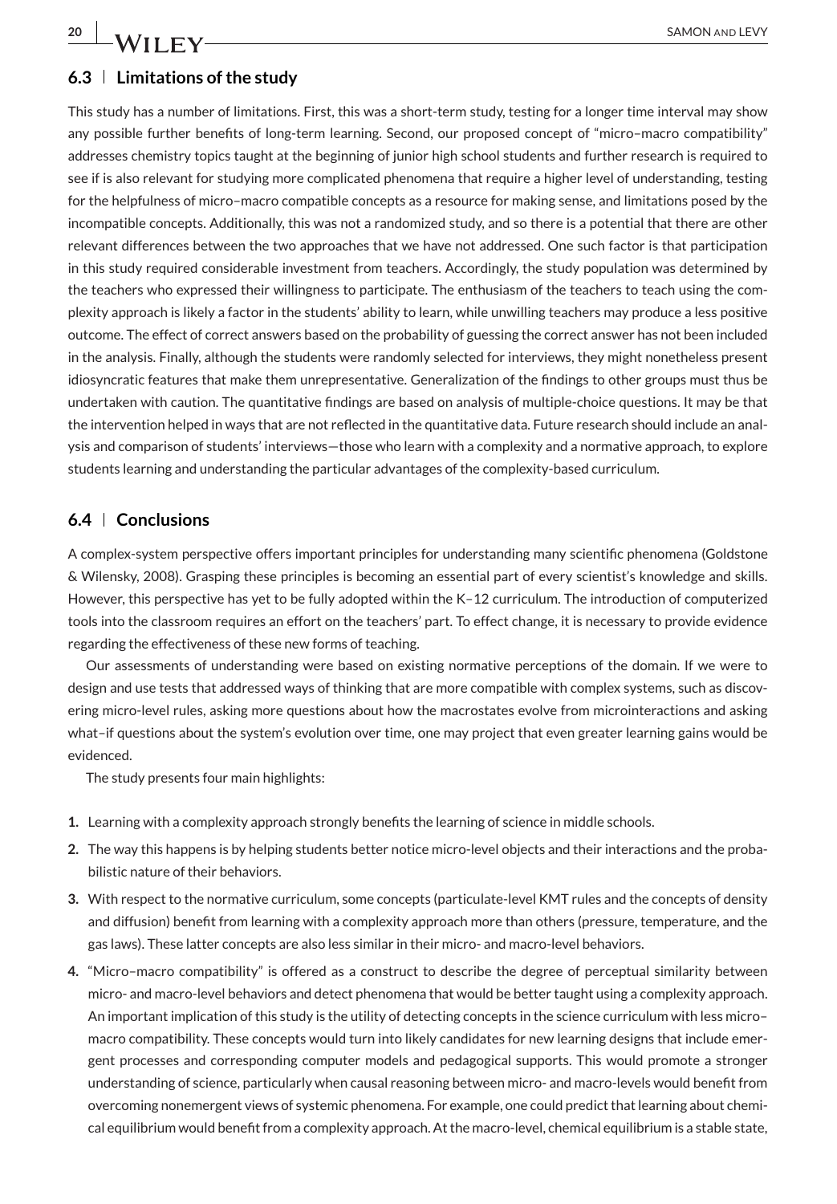### 6.3 | Limitations of the study

This study has a number of limitations. First, this was a short-term study, testing for a longer time interval may show any possible further benefits of long-term learning. Second, our proposed concept of "micro–macro compatibility" addresses chemistry topics taught at the beginning of junior high school students and further research is required to see if is also relevant for studying more complicated phenomena that require a higher level of understanding, testing for the helpfulness of micro–macro compatible concepts as a resource for making sense, and limitations posed by the incompatible concepts. Additionally, this was not a randomized study, and so there is a potential that there are other relevant differences between the two approaches that we have not addressed. One such factor is that participation in this study required considerable investment from teachers. Accordingly, the study population was determined by the teachers who expressed their willingness to participate. The enthusiasm of the teachers to teach using the complexity approach is likely a factor in the students' ability to learn, while unwilling teachers may produce a less positive outcome. The effect of correct answers based on the probability of guessing the correct answer has not been included in the analysis. Finally, although the students were randomly selected for interviews, they might nonetheless present idiosyncratic features that make them unrepresentative. Generalization of the findings to other groups must thus be undertaken with caution. The quantitative findings are based on analysis of multiple-choice questions. It may be that the intervention helped in ways that are not reflected in the quantitative data. Future research should include an analysis and comparison of students' interviews—those who learn with a complexity and a normative approach, to explore students learning and understanding the particular advantages of the complexity-based curriculum.

### 6.4 | Conclusions

A complex-system perspective offers important principles for understanding many scientific phenomena (Goldstone & Wilensky, 2008). Grasping these principles is becoming an essential part of every scientist's knowledge and skills. However, this perspective has yet to be fully adopted within the K–12 curriculum. The introduction of computerized tools into the classroom requires an effort on the teachers' part. To effect change, it is necessary to provide evidence regarding the effectiveness of these new forms of teaching.

Our assessments of understanding were based on existing normative perceptions of the domain. If we were to design and use tests that addressed ways of thinking that are more compatible with complex systems, such as discovering micro-level rules, asking more questions about how the macrostates evolve from microinteractions and asking what–if questions about the system's evolution over time, one may project that even greater learning gains would be evidenced.

The study presents four main highlights:

1. Learning with a complexity approach strongly benefits the learning of science in middle schools.
2. The way this happens is by helping students better notice micro-level objects and their interactions and the probabilistic nature of their behaviors.
3. With respect to the normative curriculum, some concepts (particulate-level KMT rules and the concepts of density and diffusion) benefit from learning with a complexity approach more than others (pressure, temperature, and the gas laws). These latter concepts are also less similar in their micro- and macro-level behaviors.
4. "Micro–macro compatibility" is offered as a construct to describe the degree of perceptual similarity between micro- and macro-level behaviors and detect phenomena that would be better taught using a complexity approach. An important implication of this study is the utility of detecting concepts in the science curriculum with less micro–macro compatibility. These concepts would turn into likely candidates for new learning designs that include emergent processes and corresponding computer models and pedagogical supports. This would promote a stronger understanding of science, particularly when causal reasoning between micro- and macro-levels would benefit from overcoming nonemergent views of systemic phenomena. For example, one could predict that learning about chemical equilibrium would benefit from a complexity approach. At the macro-level, chemical equilibrium is a stable state,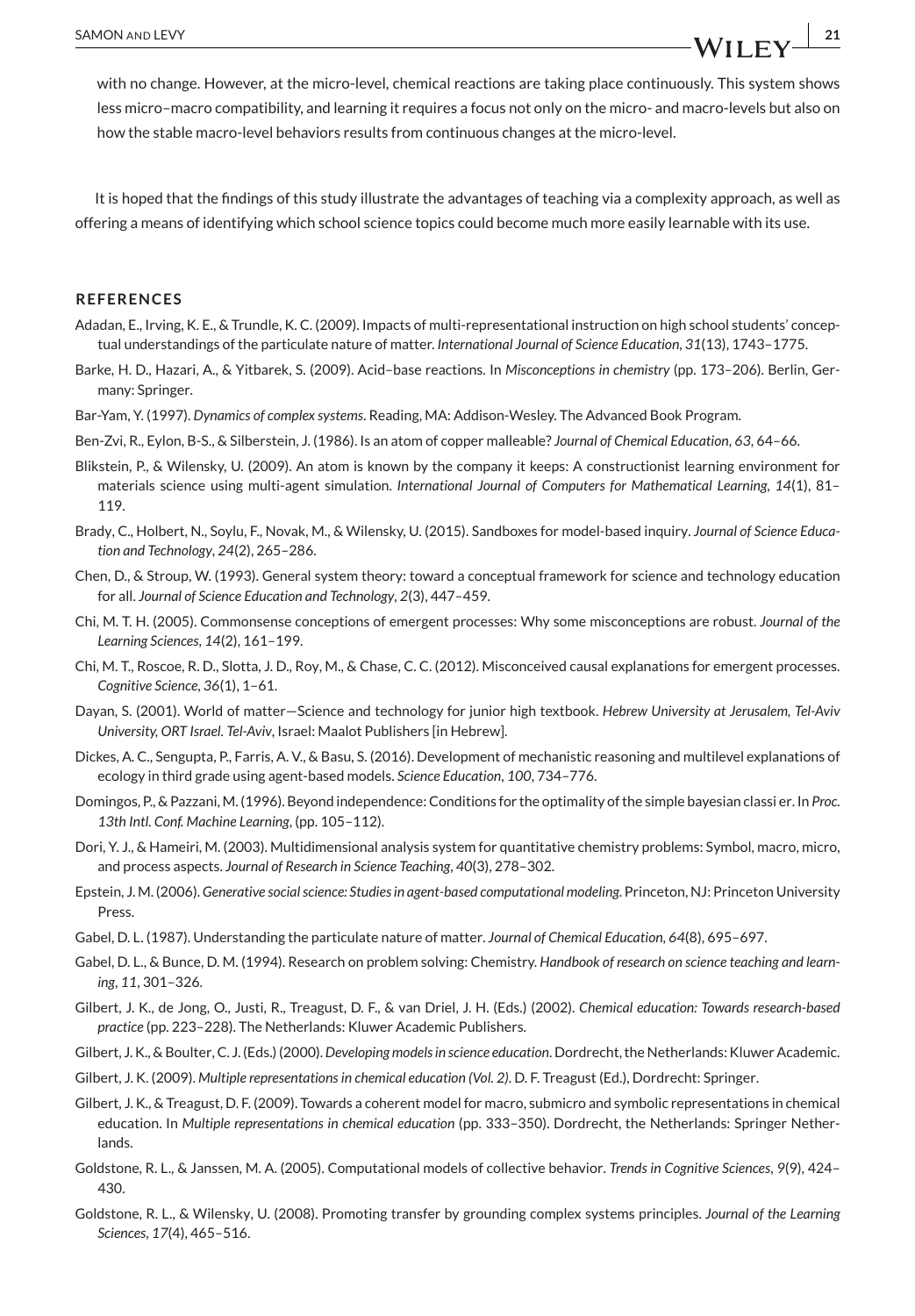with no change. However, at the micro-level, chemical reactions are taking place continuously. This system shows less micro–macro compatibility, and learning it requires a focus not only on the micro- and macro-levels but also on how the stable macro-level behaviors results from continuous changes at the micro-level.

It is hoped that the findings of this study illustrate the advantages of teaching via a complexity approach, as well as offering a means of identifying which school science topics could become much more easily learnable with its use.

## REFERENCES

Adadan, E., Irving, K. E., & Trundle, K. C. (2009). Impacts of multi-representational instruction on high school students' conceptual understandings of the particulate nature of matter. *International Journal of Science Education*, *31*(13), 1743–1775.

Barke, H. D., Hazari, A., & Yitbarek, S. (2009). Acid–base reactions. In *Misconceptions in chemistry* (pp. 173–206). Berlin, Germany: Springer.

Bar-Yam, Y. (1997). *Dynamics of complex systems*. Reading, MA: Addison-Wesley. The Advanced Book Program.

Ben-Zvi, R., Eylon, B-S., & Silberstein, J. (1986). Is an atom of copper malleable? *Journal of Chemical Education*, *63*, 64–66.

Blikstein, P., & Wilensky, U. (2009). An atom is known by the company it keeps: A constructionist learning environment for materials science using multi-agent simulation. *International Journal of Computers for Mathematical Learning*, *14*(1), 81–119.

Brady, C., Holbert, N., Soylu, F., Novak, M., & Wilensky, U. (2015). Sandboxes for model-based inquiry. *Journal of Science Education and Technology*, *24*(2), 265–286.

Chen, D., & Stroup, W. (1993). General system theory: toward a conceptual framework for science and technology education for all. *Journal of Science Education and Technology*, *2*(3), 447–459.

Chi, M. T. H. (2005). Commonsense conceptions of emergent processes: Why some misconceptions are robust. *Journal of the Learning Sciences*, *14*(2), 161–199.

Chi, M. T., Roscoe, R. D., Slotta, J. D., Roy, M., & Chase, C. C. (2012). Misconceived causal explanations for emergent processes. *Cognitive Science*, *36*(1), 1–61.

Dayan, S. (2001). World of matter—Science and technology for junior high textbook. *Hebrew University at Jerusalem, Tel-Aviv University, ORT Israel. Tel-Aviv*, Israel: Maalot Publishers [in Hebrew].

Dickes, A. C., Sengupta, P., Farris, A. V., & Basu, S. (2016). Development of mechanistic reasoning and multilevel explanations of ecology in third grade using agent-based models. *Science Education*, *100*, 734–776.

Domingos, P., & Pazzani, M. (1996). Beyond independence: Conditions for the optimality of the simple bayesian classi er. In *Proc. 13th Intl. Conf. Machine Learning*, (pp. 105–112).

Dori, Y. J., & Hameiri, M. (2003). Multidimensional analysis system for quantitative chemistry problems: Symbol, macro, micro, and process aspects. *Journal of Research in Science Teaching*, *40*(3), 278–302.

Epstein, J. M. (2006). *Generative social science: Studies in agent-based computational modeling*. Princeton, NJ: Princeton University Press.

Gabel, D. L. (1987). Understanding the particulate nature of matter. *Journal of Chemical Education*, *64*(8), 695–697.

Gabel, D. L., & Bunce, D. M. (1994). Research on problem solving: Chemistry. *Handbook of research on science teaching and learning*, *11*, 301–326.

Gilbert, J. K., de Jong, O., Justi, R., Treagust, D. F., & van Driel, J. H. (Eds.) (2002). *Chemical education: Towards research-based practice* (pp. 223–228). The Netherlands: Kluwer Academic Publishers.

Gilbert, J. K., & Boulter, C. J. (Eds.) (2000). *Developing models in science education*. Dordrecht, the Netherlands: Kluwer Academic.

Gilbert, J. K. (2009). *Multiple representations in chemical education (Vol. 2)*. D. F. Treagust (Ed.), Dordrecht: Springer.

Gilbert, J. K., & Treagust, D. F. (2009). Towards a coherent model for macro, submicro and symbolic representations in chemical education. In *Multiple representations in chemical education* (pp. 333–350). Dordrecht, the Netherlands: Springer Netherlands.

Goldstone, R. L., & Janssen, M. A. (2005). Computational models of collective behavior. *Trends in Cognitive Sciences*, *9*(9), 424–430.

Goldstone, R. L., & Wilensky, U. (2008). Promoting transfer by grounding complex systems principles. *Journal of the Learning Sciences*, *17*(4), 465–516.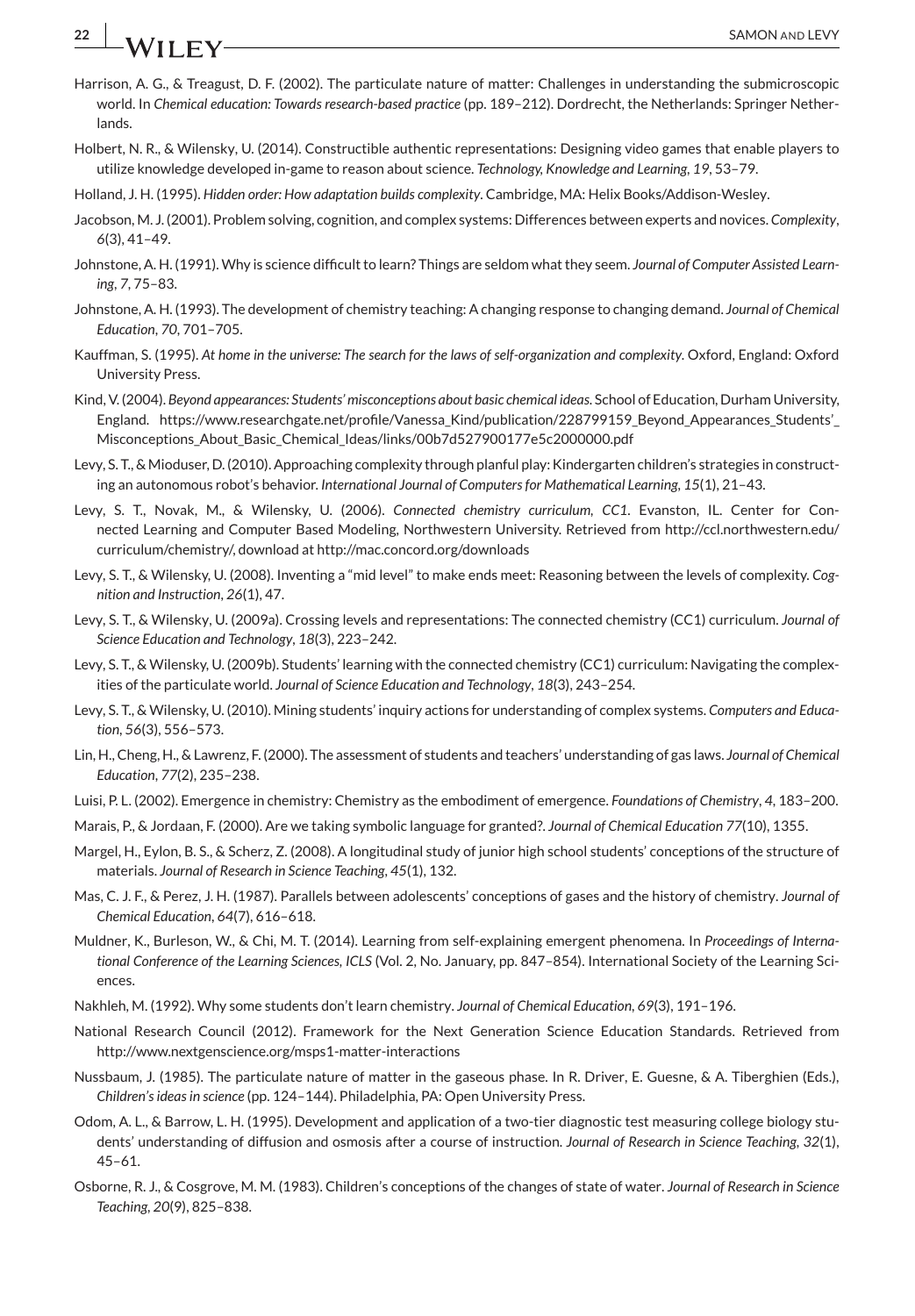Harrison, A. G., & Treagust, D. F. (2002). The particulate nature of matter: Challenges in understanding the submicroscopic world. In *Chemical education: Towards research-based practice* (pp. 189–212). Dordrecht, the Netherlands: Springer Netherlands.

Holbert, N. R., & Wilensky, U. (2014). Constructible authentic representations: Designing video games that enable players to utilize knowledge developed in-game to reason about science. *Technology, Knowledge and Learning*, *19*, 53–79.

Holland, J. H. (1995). *Hidden order: How adaptation builds complexity*. Cambridge, MA: Helix Books/Addison-Wesley.

Jacobson, M. J. (2001). Problem solving, cognition, and complex systems: Differences between experts and novices. *Complexity*, *6*(3), 41–49.

Johnstone, A. H. (1991). Why is science difficult to learn? Things are seldom what they seem. *Journal of Computer Assisted Learning*, *7*, 75–83.

Johnstone, A. H. (1993). The development of chemistry teaching: A changing response to changing demand. *Journal of Chemical Education*, *70*, 701–705.

Kauffman, S. (1995). *At home in the universe: The search for the laws of self-organization and complexity*. Oxford, England: Oxford University Press.

Kind, V. (2004). *Beyond appearances: Students' misconceptions about basic chemical ideas*. School of Education, Durham University, England. https://www.researchgate.net/profile/Vanessa_Kind/publication/228799159_Beyond_Appearances_Students'_Misconceptions_About_Basic_Chemical_Ideas/links/00b7d527900177e5c2000000.pdf

Levy, S. T., & Mioduser, D. (2010). Approaching complexity through planful play: Kindergarten children's strategies in constructing an autonomous robot's behavior. *International Journal of Computers for Mathematical Learning*, *15*(1), 21–43.

Levy, S. T., Novak, M., & Wilensky, U. (2006). *Connected chemistry curriculum, CC1*. Evanston, IL. Center for Connected Learning and Computer Based Modeling, Northwestern University. Retrieved from http://ccl.northwestern.edu/curriculum/chemistry/, download at http://mac.concord.org/downloads

Levy, S. T., & Wilensky, U. (2008). Inventing a "mid level" to make ends meet: Reasoning between the levels of complexity. *Cognition and Instruction*, *26*(1), 47.

Levy, S. T., & Wilensky, U. (2009a). Crossing levels and representations: The connected chemistry (CC1) curriculum. *Journal of Science Education and Technology*, *18*(3), 223–242.

Levy, S. T., & Wilensky, U. (2009b). Students' learning with the connected chemistry (CC1) curriculum: Navigating the complexities of the particulate world. *Journal of Science Education and Technology*, *18*(3), 243–254.

Levy, S. T., & Wilensky, U. (2010). Mining students' inquiry actions for understanding of complex systems. *Computers and Education*, *56*(3), 556–573.

Lin, H., Cheng, H., & Lawrenz, F. (2000). The assessment of students and teachers' understanding of gas laws. *Journal of Chemical Education*, *77*(2), 235–238.

Luisi, P. L. (2002). Emergence in chemistry: Chemistry as the embodiment of emergence. *Foundations of Chemistry*, *4*, 183–200.

Marais, P., & Jordaan, F. (2000). Are we taking symbolic language for granted?. *Journal of Chemical Education 77*(10), 1355.

Margel, H., Eylon, B. S., & Scherz, Z. (2008). A longitudinal study of junior high school students' conceptions of the structure of materials. *Journal of Research in Science Teaching*, *45*(1), 132.

Mas, C. J. F., & Perez, J. H. (1987). Parallels between adolescents' conceptions of gases and the history of chemistry. *Journal of Chemical Education*, *64*(7), 616–618.

Muldner, K., Burleson, W., & Chi, M. T. (2014). Learning from self-explaining emergent phenomena. In *Proceedings of International Conference of the Learning Sciences, ICLS* (Vol. 2, No. January, pp. 847–854). International Society of the Learning Sciences.

Nakhleh, M. (1992). Why some students don't learn chemistry. *Journal of Chemical Education*, *69*(3), 191–196.

National Research Council (2012). Framework for the Next Generation Science Education Standards. Retrieved from http://www.nextgenscience.org/msps1-matter-interactions

Nussbaum, J. (1985). The particulate nature of matter in the gaseous phase. In R. Driver, E. Guesne, & A. Tiberghien (Eds.), *Children's ideas in science* (pp. 124–144). Philadelphia, PA: Open University Press.

Odom, A. L., & Barrow, L. H. (1995). Development and application of a two-tier diagnostic test measuring college biology students' understanding of diffusion and osmosis after a course of instruction. *Journal of Research in Science Teaching*, *32*(1), 45–61.

Osborne, R. J., & Cosgrove, M. M. (1983). Children's conceptions of the changes of state of water. *Journal of Research in Science Teaching*, *20*(9), 825–838.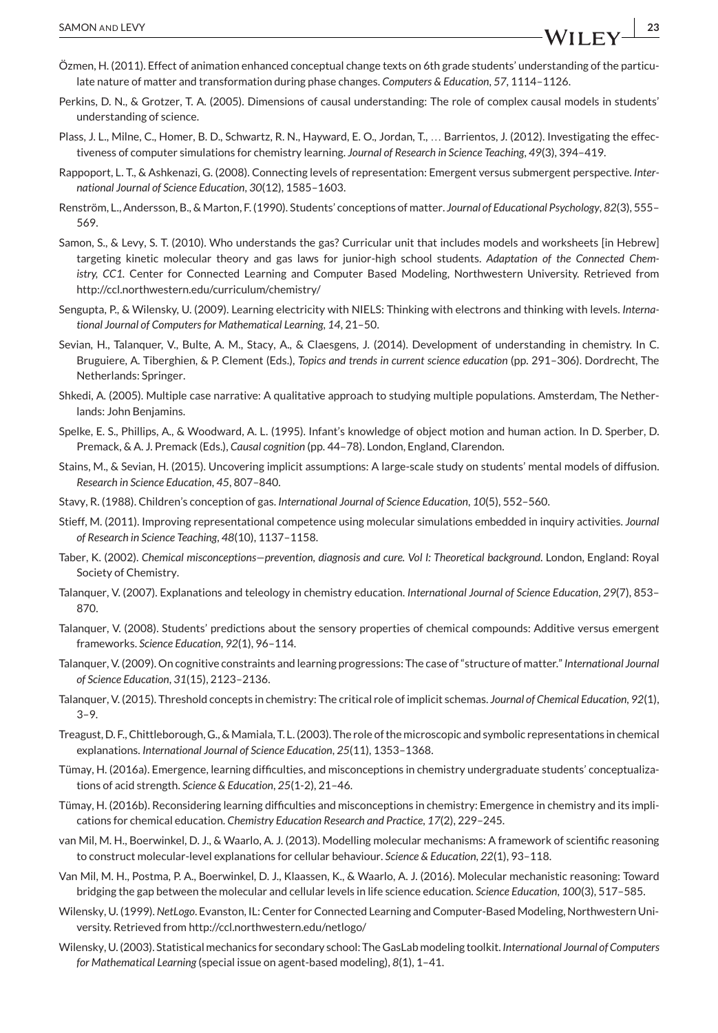Özmen, H. (2011). Effect of animation enhanced conceptual change texts on 6th grade students' understanding of the particulate nature of matter and transformation during phase changes. *Computers & Education*, *57*, 1114–1126.

Perkins, D. N., & Grotzer, T. A. (2005). Dimensions of causal understanding: The role of complex causal models in students' understanding of science.

Plass, J. L., Milne, C., Homer, B. D., Schwartz, R. N., Hayward, E. O., Jordan, T., … Barrientos, J. (2012). Investigating the effectiveness of computer simulations for chemistry learning. *Journal of Research in Science Teaching*, *49*(3), 394–419.

Rappoport, L. T., & Ashkenazi, G. (2008). Connecting levels of representation: Emergent versus submergent perspective. *International Journal of Science Education*, *30*(12), 1585–1603.

Renström, L., Andersson, B., & Marton, F. (1990). Students' conceptions of matter. *Journal of Educational Psychology*, *82*(3), 555–569.

Samon, S., & Levy, S. T. (2010). Who understands the gas? Curricular unit that includes models and worksheets [in Hebrew] targeting kinetic molecular theory and gas laws for junior-high school students. *Adaptation of the Connected Chemistry, CC1*. Center for Connected Learning and Computer Based Modeling, Northwestern University. Retrieved from http://ccl.northwestern.edu/curriculum/chemistry/

Sengupta, P., & Wilensky, U. (2009). Learning electricity with NIELS: Thinking with electrons and thinking with levels. *International Journal of Computers for Mathematical Learning*, *14*, 21–50.

Sevian, H., Talanquer, V., Bulte, A. M., Stacy, A., & Claesgens, J. (2014). Development of understanding in chemistry. In C. Bruguiere, A. Tiberghien, & P. Clement (Eds.), *Topics and trends in current science education* (pp. 291–306). Dordrecht, The Netherlands: Springer.

Shkedi, A. (2005). Multiple case narrative: A qualitative approach to studying multiple populations. Amsterdam, The Netherlands: John Benjamins.

Spelke, E. S., Phillips, A., & Woodward, A. L. (1995). Infant's knowledge of object motion and human action. In D. Sperber, D. Premack, & A. J. Premack (Eds.), *Causal cognition* (pp. 44–78). London, England, Clarendon.

Stains, M., & Sevian, H. (2015). Uncovering implicit assumptions: A large-scale study on students' mental models of diffusion. *Research in Science Education*, *45*, 807–840.

Stavy, R. (1988). Children's conception of gas. *International Journal of Science Education*, *10*(5), 552–560.

Stieff, M. (2011). Improving representational competence using molecular simulations embedded in inquiry activities. *Journal of Research in Science Teaching*, *48*(10), 1137–1158.

Taber, K. (2002). *Chemical misconceptions—prevention, diagnosis and cure. Vol I: Theoretical background*. London, England: Royal Society of Chemistry.

Talanquer, V. (2007). Explanations and teleology in chemistry education. *International Journal of Science Education*, *29*(7), 853–870.

Talanquer, V. (2008). Students' predictions about the sensory properties of chemical compounds: Additive versus emergent frameworks. *Science Education*, *92*(1), 96–114.

Talanquer, V. (2009). On cognitive constraints and learning progressions: The case of "structure of matter." *International Journal of Science Education*, *31*(15), 2123–2136.

Talanquer, V. (2015). Threshold concepts in chemistry: The critical role of implicit schemas. *Journal of Chemical Education*, *92*(1), 3–9.

Treagust, D. F., Chittleborough, G., & Mamiala, T. L. (2003). The role of the microscopic and symbolic representations in chemical explanations. *International Journal of Science Education*, *25*(11), 1353–1368.

Tümay, H. (2016a). Emergence, learning difficulties, and misconceptions in chemistry undergraduate students' conceptualizations of acid strength. *Science & Education*, *25*(1-2), 21–46.

Tümay, H. (2016b). Reconsidering learning difficulties and misconceptions in chemistry: Emergence in chemistry and its implications for chemical education. *Chemistry Education Research and Practice*, *17*(2), 229–245.

van Mil, M. H., Boerwinkel, D. J., & Waarlo, A. J. (2013). Modelling molecular mechanisms: A framework of scientific reasoning to construct molecular-level explanations for cellular behaviour. *Science & Education*, *22*(1), 93–118.

Van Mil, M. H., Postma, P. A., Boerwinkel, D. J., Klaassen, K., & Waarlo, A. J. (2016). Molecular mechanistic reasoning: Toward bridging the gap between the molecular and cellular levels in life science education. *Science Education*, *100*(3), 517–585.

Wilensky, U. (1999). *NetLogo*. Evanston, IL: Center for Connected Learning and Computer-Based Modeling, Northwestern University. Retrieved from http://ccl.northwestern.edu/netlogo/

Wilensky, U. (2003). Statistical mechanics for secondary school: The GasLab modeling toolkit. *International Journal of Computers for Mathematical Learning* (special issue on agent-based modeling), *8*(1), 1–41.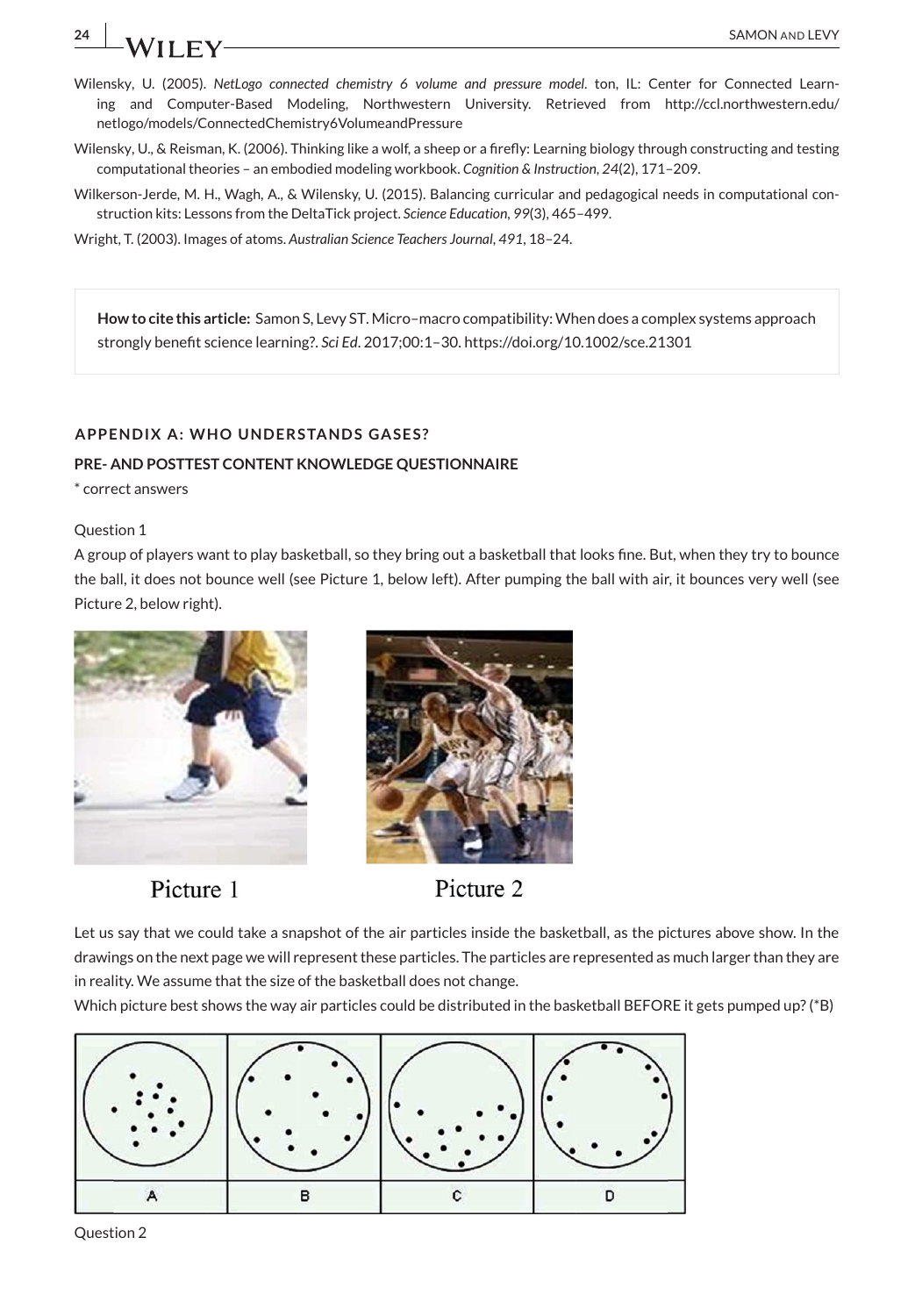Wilensky, U. (2005). *NetLogo connected chemistry 6 volume and pressure model*. ton, IL: Center for Connected Learning and Computer-Based Modeling, Northwestern University. Retrieved from http://ccl.northwestern.edu/netlogo/models/ConnectedChemistry6VolumeandPressure

Wilensky, U., & Reisman, K. (2006). Thinking like a wolf, a sheep or a firefly: Learning biology through constructing and testing computational theories – an embodied modeling workbook. *Cognition & Instruction*, *24*(2), 171–209.

Wilkerson-Jerde, M. H., Wagh, A., & Wilensky, U. (2015). Balancing curricular and pedagogical needs in computational construction kits: Lessons from the DeltaTick project. *Science Education*, *99*(3), 465–499.

Wright, T. (2003). Images of atoms. *Australian Science Teachers Journal*, *491*, 18–24.

**How to cite this article:** Samon S, Levy ST. Micro–macro compatibility: When does a complex systems approach strongly benefit science learning?. *Sci Ed*. 2017;00:1–30. https://doi.org/10.1002/sce.21301

## APPENDIX A: WHO UNDERSTANDS GASES?

### PRE- AND POSTTEST CONTENT KNOWLEDGE QUESTIONNAIRE

* correct answers

Question 1

A group of players want to play basketball, so they bring out a basketball that looks fine. But, when they try to bounce the ball, it does not bounce well (see Picture 1, below left). After pumping the ball with air, it bounces very well (see Picture 2, below right).

Picture 1

Picture 2

Let us say that we could take a snapshot of the air particles inside the basketball, as the pictures above show. In the drawings on the next page we will represent these particles. The particles are represented as much larger than they are in reality. We assume that the size of the basketball does not change.

Which picture best shows the way air particles could be distributed in the basketball BEFORE it gets pumped up? (*B)

| A | B | C | D |
|---|---|---|---|

Question 2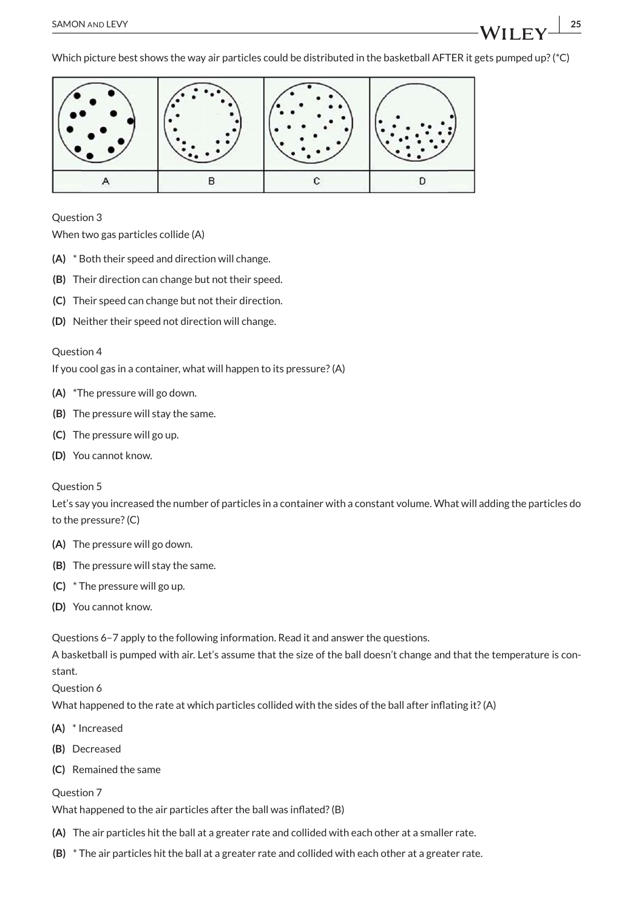Which picture best shows the way air particles could be distributed in the basketball AFTER it gets pumped up? (*C)

| A | B | C | D |
|---|---|---|---|

Question 3

When two gas particles collide (A)

**(A)** * Both their speed and direction will change.

**(B)** Their direction can change but not their speed.

**(C)** Their speed can change but not their direction.

**(D)** Neither their speed not direction will change.

Question 4

If you cool gas in a container, what will happen to its pressure? (A)

**(A)** *The pressure will go down.

**(B)** The pressure will stay the same.

**(C)** The pressure will go up.

**(D)** You cannot know.

Question 5

Let's say you increased the number of particles in a container with a constant volume. What will adding the particles do to the pressure? (C)

**(A)** The pressure will go down.

**(B)** The pressure will stay the same.

**(C)** * The pressure will go up.

**(D)** You cannot know.

Questions 6–7 apply to the following information. Read it and answer the questions.

A basketball is pumped with air. Let's assume that the size of the ball doesn't change and that the temperature is constant.

Question 6

What happened to the rate at which particles collided with the sides of the ball after inflating it? (A)

**(A)** * Increased

**(B)** Decreased

**(C)** Remained the same

Question 7

What happened to the air particles after the ball was inflated? (B)

**(A)** The air particles hit the ball at a greater rate and collided with each other at a smaller rate.

**(B)** * The air particles hit the ball at a greater rate and collided with each other at a greater rate.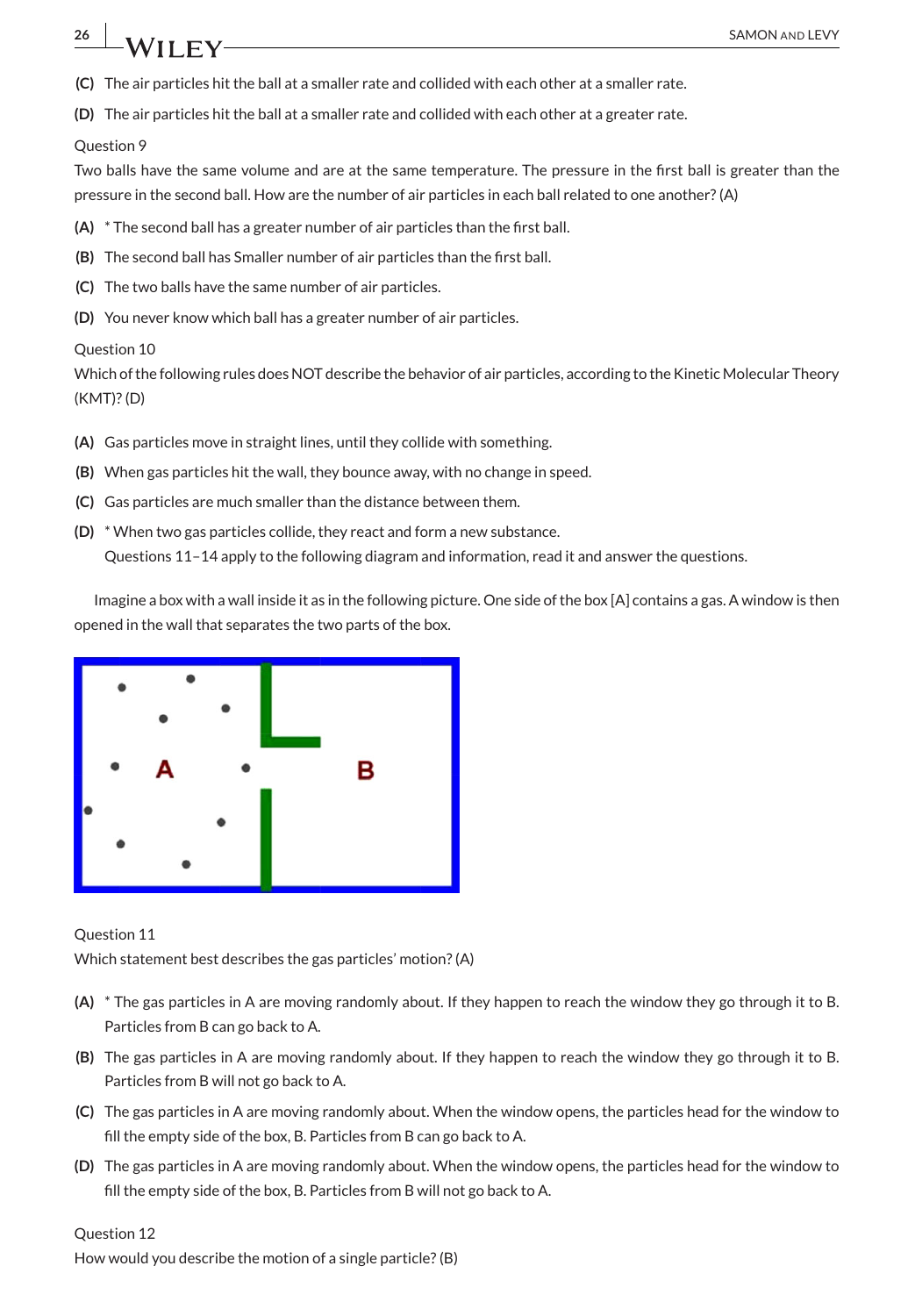**(C)** The air particles hit the ball at a smaller rate and collided with each other at a smaller rate.

**(D)** The air particles hit the ball at a smaller rate and collided with each other at a greater rate.

Question 9

Two balls have the same volume and are at the same temperature. The pressure in the first ball is greater than the pressure in the second ball. How are the number of air particles in each ball related to one another? (A)

**(A)** * The second ball has a greater number of air particles than the first ball.

**(B)** The second ball has Smaller number of air particles than the first ball.

**(C)** The two balls have the same number of air particles.

**(D)** You never know which ball has a greater number of air particles.

Question 10

Which of the following rules does NOT describe the behavior of air particles, according to the Kinetic Molecular Theory (KMT)? (D)

**(A)** Gas particles move in straight lines, until they collide with something.

**(B)** When gas particles hit the wall, they bounce away, with no change in speed.

**(C)** Gas particles are much smaller than the distance between them.

**(D)** * When two gas particles collide, they react and form a new substance.

Questions 11–14 apply to the following diagram and information, read it and answer the questions.

Imagine a box with a wall inside it as in the following picture. One side of the box [A] contains a gas. A window is then opened in the wall that separates the two parts of the box.

A

B

Question 11

Which statement best describes the gas particles' motion? (A)

**(A)** * The gas particles in A are moving randomly about. If they happen to reach the window they go through it to B. Particles from B can go back to A.

**(B)** The gas particles in A are moving randomly about. If they happen to reach the window they go through it to B. Particles from B will not go back to A.

**(C)** The gas particles in A are moving randomly about. When the window opens, the particles head for the window to fill the empty side of the box, B. Particles from B can go back to A.

**(D)** The gas particles in A are moving randomly about. When the window opens, the particles head for the window to fill the empty side of the box, B. Particles from B will not go back to A.

Question 12

How would you describe the motion of a single particle? (B)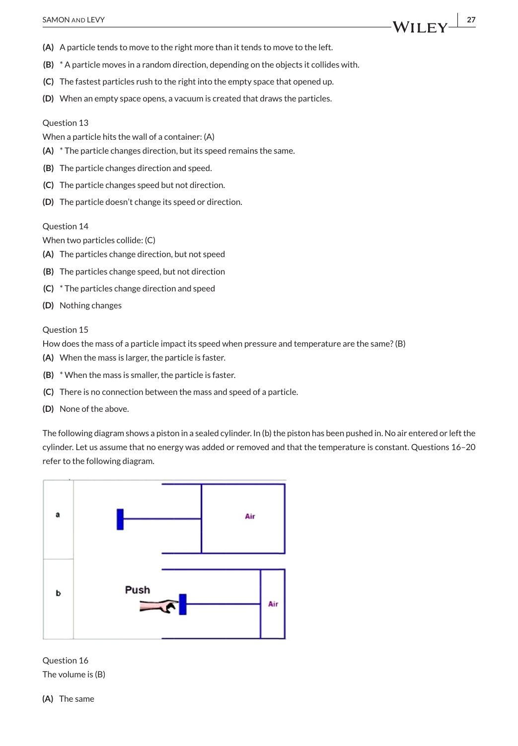**(A)** A particle tends to move to the right more than it tends to move to the left.

**(B)** * A particle moves in a random direction, depending on the objects it collides with.

**(C)** The fastest particles rush to the right into the empty space that opened up.

**(D)** When an empty space opens, a vacuum is created that draws the particles.

Question 13

When a particle hits the wall of a container: (A)

**(A)** * The particle changes direction, but its speed remains the same.

**(B)** The particle changes direction and speed.

**(C)** The particle changes speed but not direction.

**(D)** The particle doesn't change its speed or direction.

Question 14

When two particles collide: (C)

**(A)** The particles change direction, but not speed

**(B)** The particles change speed, but not direction

**(C)** * The particles change direction and speed

**(D)** Nothing changes

Question 15

How does the mass of a particle impact its speed when pressure and temperature are the same? (B)

**(A)** When the mass is larger, the particle is faster.

**(B)** * When the mass is smaller, the particle is faster.

**(C)** There is no connection between the mass and speed of a particle.

**(D)** None of the above.

The following diagram shows a piston in a sealed cylinder. In (b) the piston has been pushed in. No air entered or left the cylinder. Let us assume that no energy was added or removed and that the temperature is constant. Questions 16–20 refer to the following diagram.

| a | Air |
| --- | --- |
| b | Push — Air |

Question 16

The volume is (B)

**(A)** The same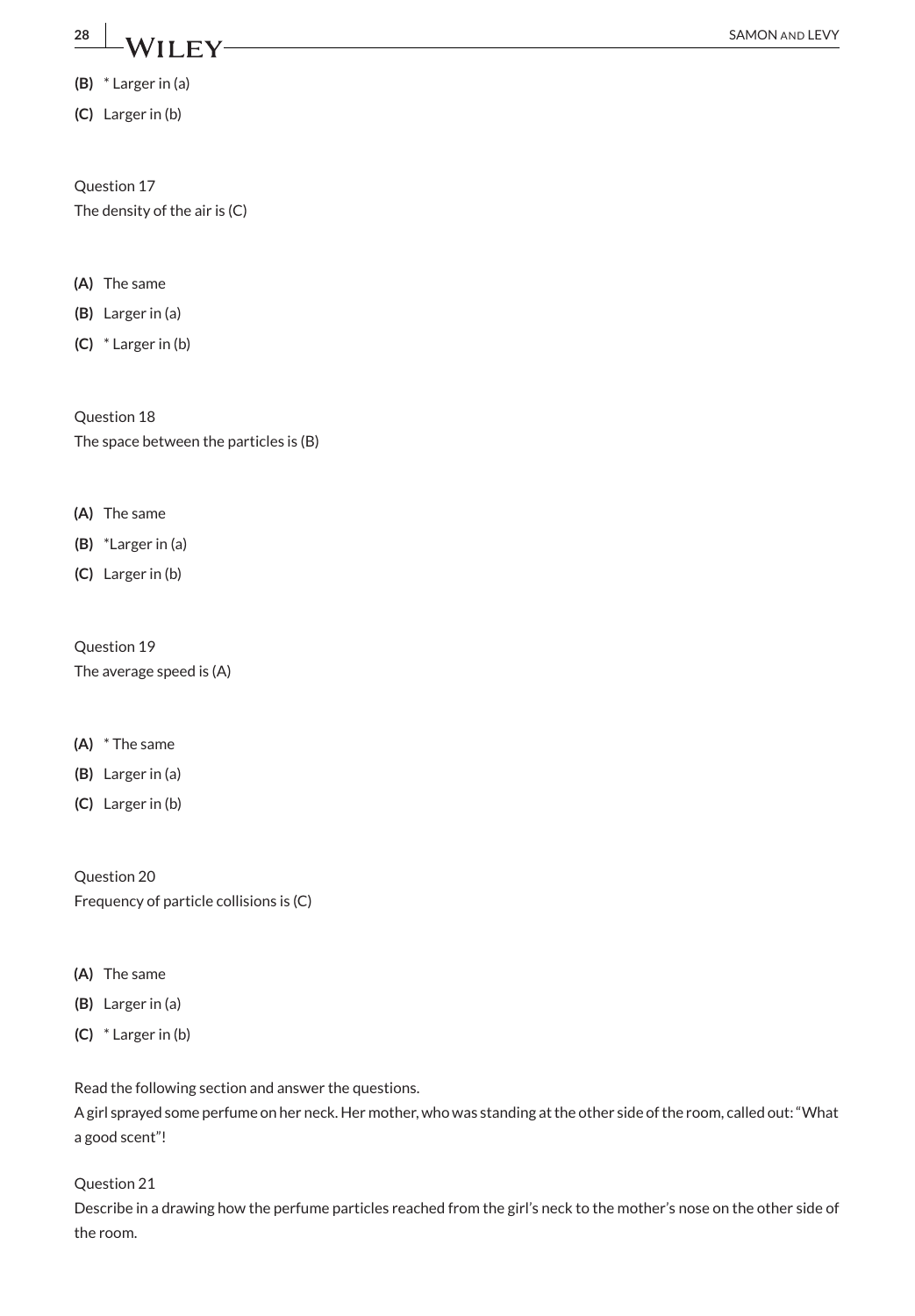**(B)** * Larger in (a)

**(C)** Larger in (b)

Question 17

The density of the air is (C)

**(A)** The same

**(B)** Larger in (a)

**(C)** * Larger in (b)

Question 18

The space between the particles is (B)

**(A)** The same

**(B)** *Larger in (a)

**(C)** Larger in (b)

Question 19

The average speed is (A)

**(A)** * The same

**(B)** Larger in (a)

**(C)** Larger in (b)

Question 20

Frequency of particle collisions is (C)

**(A)** The same

**(B)** Larger in (a)

**(C)** * Larger in (b)

Read the following section and answer the questions.

A girl sprayed some perfume on her neck. Her mother, who was standing at the other side of the room, called out: "What a good scent"!

Question 21

Describe in a drawing how the perfume particles reached from the girl's neck to the mother's nose on the other side of the room.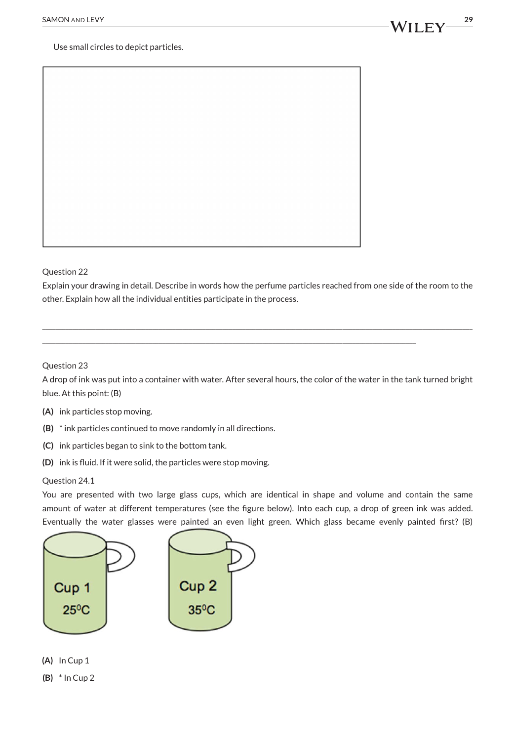Use small circles to depict particles.

Question 22

Explain your drawing in detail. Describe in words how the perfume particles reached from one side of the room to the other. Explain how all the individual entities participate in the process.

___________________________________________________________________________________________

_____________________________________________________________________________

Question 23

A drop of ink was put into a container with water. After several hours, the color of the water in the tank turned bright blue. At this point: (B)

**(A)** ink particles stop moving.

**(B)** * ink particles continued to move randomly in all directions.

**(C)** ink particles began to sink to the bottom tank.

**(D)** ink is fluid. If it were solid, the particles were stop moving.

Question 24.1

You are presented with two large glass cups, which are identical in shape and volume and contain the same amount of water at different temperatures (see the figure below). Into each cup, a drop of green ink was added. Eventually the water glasses were painted an even light green. Which glass became evenly painted first? (B)

Cup 1 $25^0C$ Cup 2 $35^0C$

**(A)** In Cup 1

**(B)** * In Cup 2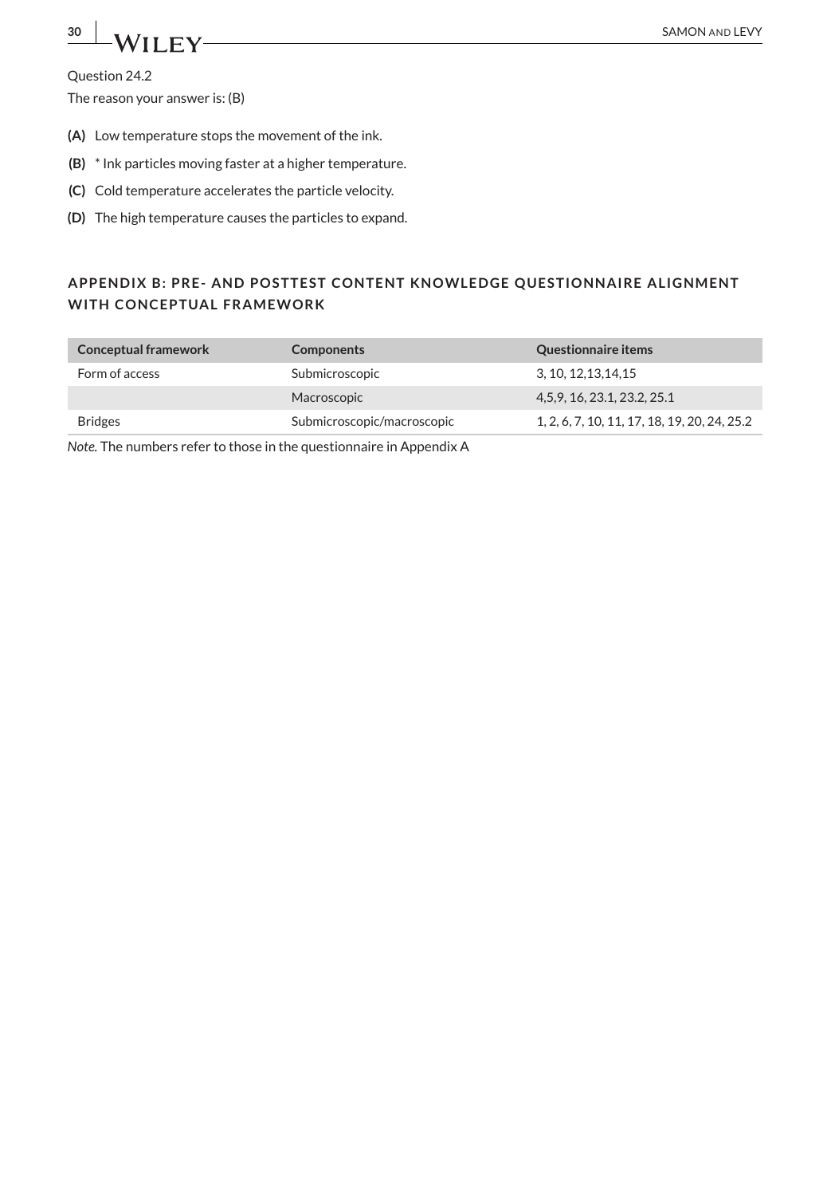Question 24.2

The reason your answer is: (B)

**(A)** Low temperature stops the movement of the ink.

**(B)** * Ink particles moving faster at a higher temperature.

**(C)** Cold temperature accelerates the particle velocity.

**(D)** The high temperature causes the particles to expand.

## APPENDIX B: PRE- AND POSTTEST CONTENT KNOWLEDGE QUESTIONNAIRE ALIGNMENT WITH CONCEPTUAL FRAMEWORK

| Conceptual framework | Components | Questionnaire items |
|---|---|---|
| Form of access | Submicroscopic | 3, 10, 12,13,14,15 |
| | Macroscopic | 4,5,9, 16, 23.1, 23.2, 25.1 |
| Bridges | Submicroscopic/macroscopic | 1, 2, 6, 7, 10, 11, 17, 18, 19, 20, 24, 25.2 |

*Note.* The numbers refer to those in the questionnaire in Appendix A